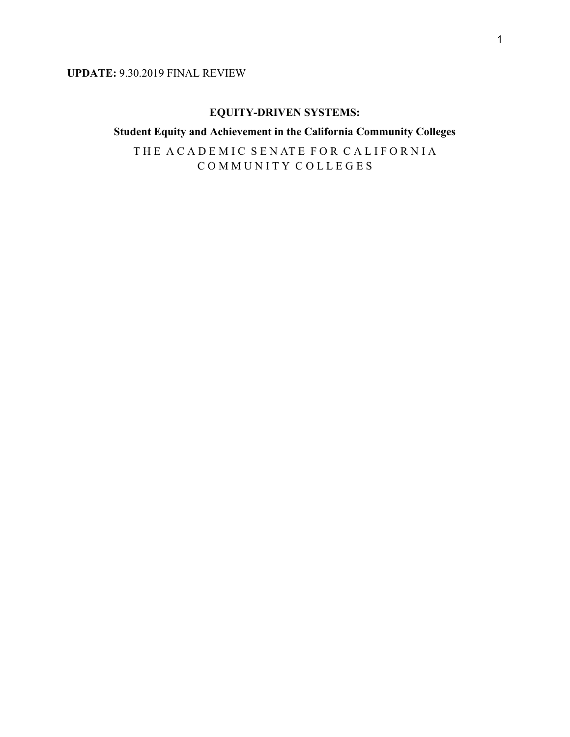**UPDATE:** 9.30.2019 FINAL REVIEW

# EQUITY-DRIVEN SYSTEMS:

## Student Equity and Achievement in the California Community Colleges

THE ACADEMIC SENATE FOR CALIFORNIA COMMUNITY COLLEGES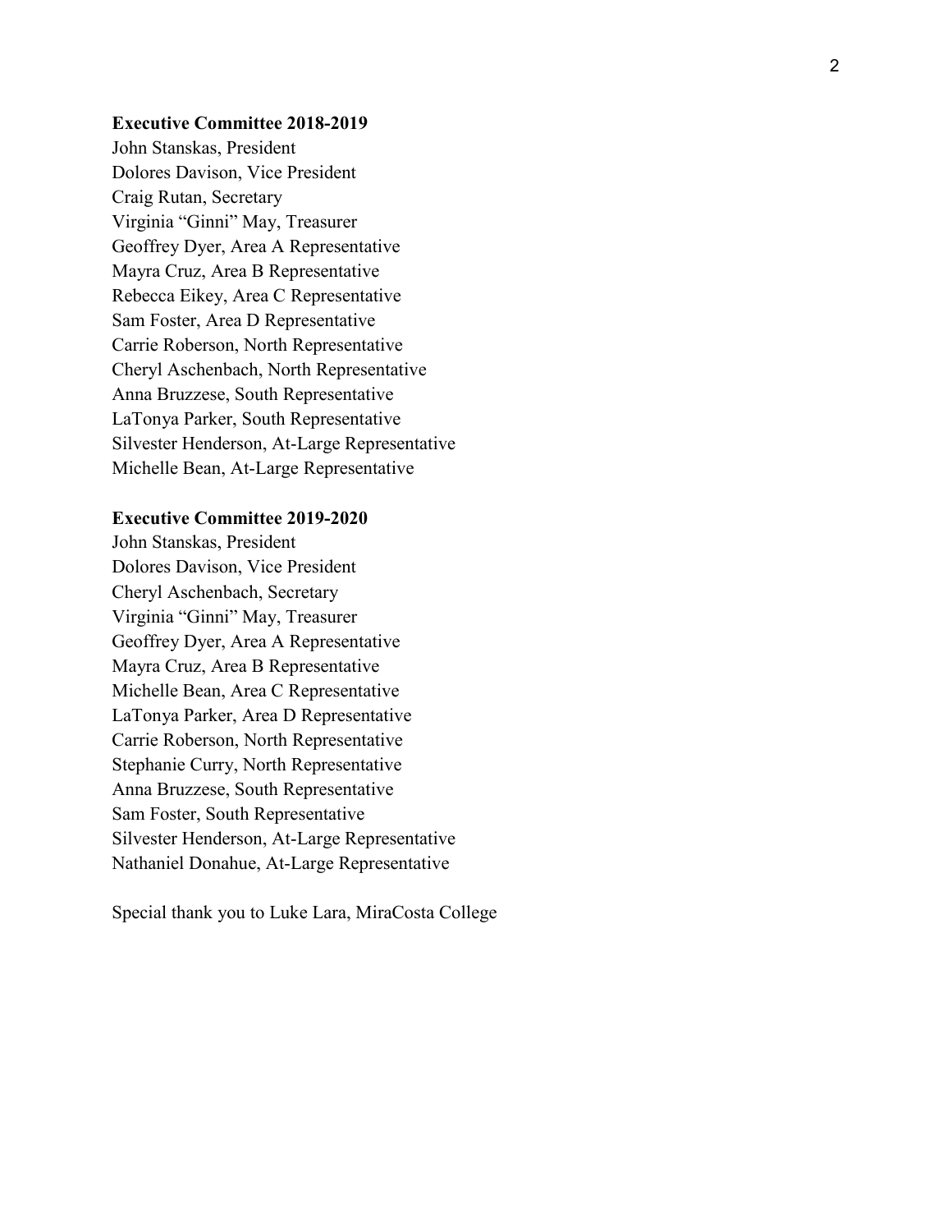**Executive Committee 2018-2019**

John Stanskas, President
Dolores Davison, Vice President
Craig Rutan, Secretary
Virginia "Ginni" May, Treasurer
Geoffrey Dyer, Area A Representative
Mayra Cruz, Area B Representative
Rebecca Eikey, Area C Representative
Sam Foster, Area D Representative
Carrie Roberson, North Representative
Cheryl Aschenbach, North Representative
Anna Bruzzese, South Representative
LaTonya Parker, South Representative
Silvester Henderson, At-Large Representative
Michelle Bean, At-Large Representative

**Executive Committee 2019-2020**

John Stanskas, President
Dolores Davison, Vice President
Cheryl Aschenbach, Secretary
Virginia "Ginni" May, Treasurer
Geoffrey Dyer, Area A Representative
Mayra Cruz, Area B Representative
Michelle Bean, Area C Representative
LaTonya Parker, Area D Representative
Carrie Roberson, North Representative
Stephanie Curry, North Representative
Anna Bruzzese, South Representative
Sam Foster, South Representative
Silvester Henderson, At-Large Representative
Nathaniel Donahue, At-Large Representative

Special thank you to Luke Lara, MiraCosta College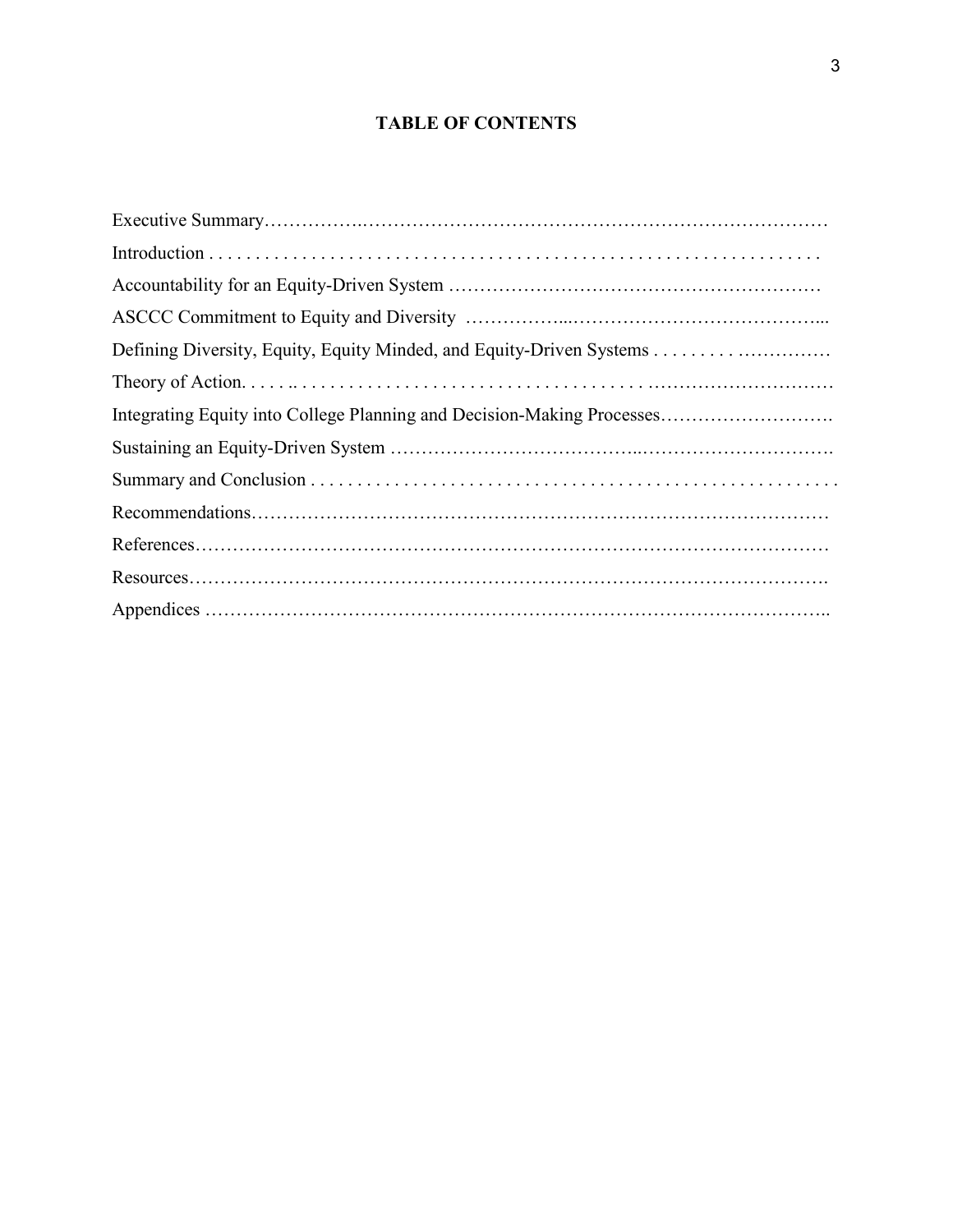# TABLE OF CONTENTS

Executive Summary

Introduction

Accountability for an Equity-Driven System

ASCCC Commitment to Equity and Diversity

Defining Diversity, Equity, Equity Minded, and Equity-Driven Systems

Theory of Action

Integrating Equity into College Planning and Decision-Making Processes

Sustaining an Equity-Driven System

Summary and Conclusion

Recommendations

References

Resources

Appendices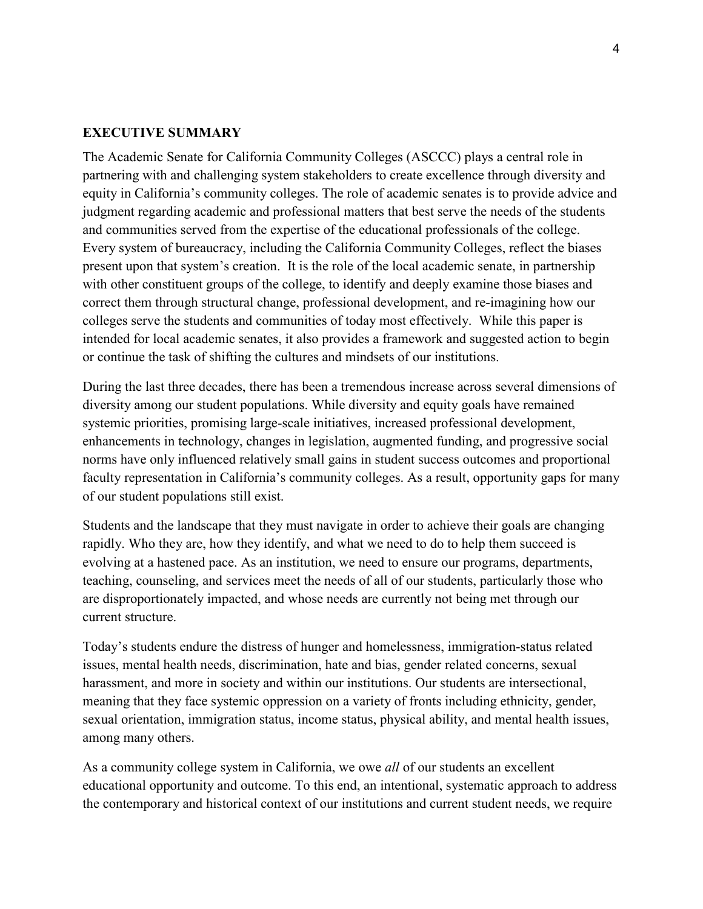## EXECUTIVE SUMMARY

The Academic Senate for California Community Colleges (ASCCC) plays a central role in partnering with and challenging system stakeholders to create excellence through diversity and equity in California's community colleges. The role of academic senates is to provide advice and judgment regarding academic and professional matters that best serve the needs of the students and communities served from the expertise of the educational professionals of the college. Every system of bureaucracy, including the California Community Colleges, reflect the biases present upon that system's creation. It is the role of the local academic senate, in partnership with other constituent groups of the college, to identify and deeply examine those biases and correct them through structural change, professional development, and re-imagining how our colleges serve the students and communities of today most effectively. While this paper is intended for local academic senates, it also provides a framework and suggested action to begin or continue the task of shifting the cultures and mindsets of our institutions.

During the last three decades, there has been a tremendous increase across several dimensions of diversity among our student populations. While diversity and equity goals have remained systemic priorities, promising large-scale initiatives, increased professional development, enhancements in technology, changes in legislation, augmented funding, and progressive social norms have only influenced relatively small gains in student success outcomes and proportional faculty representation in California's community colleges. As a result, opportunity gaps for many of our student populations still exist.

Students and the landscape that they must navigate in order to achieve their goals are changing rapidly. Who they are, how they identify, and what we need to do to help them succeed is evolving at a hastened pace. As an institution, we need to ensure our programs, departments, teaching, counseling, and services meet the needs of all of our students, particularly those who are disproportionately impacted, and whose needs are currently not being met through our current structure.

Today's students endure the distress of hunger and homelessness, immigration-status related issues, mental health needs, discrimination, hate and bias, gender related concerns, sexual harassment, and more in society and within our institutions. Our students are intersectional, meaning that they face systemic oppression on a variety of fronts including ethnicity, gender, sexual orientation, immigration status, income status, physical ability, and mental health issues, among many others.

As a community college system in California, we owe *all* of our students an excellent educational opportunity and outcome. To this end, an intentional, systematic approach to address the contemporary and historical context of our institutions and current student needs, we require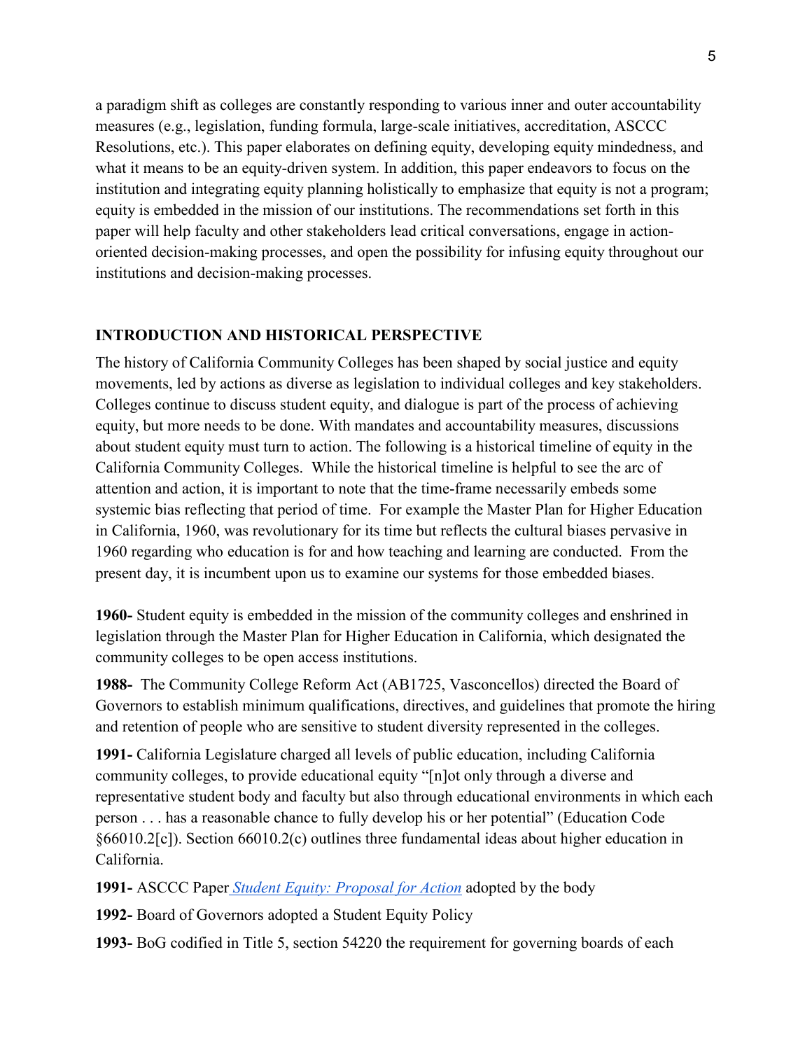a paradigm shift as colleges are constantly responding to various inner and outer accountability measures (e.g., legislation, funding formula, large-scale initiatives, accreditation, ASCCC Resolutions, etc.). This paper elaborates on defining equity, developing equity mindedness, and what it means to be an equity-driven system. In addition, this paper endeavors to focus on the institution and integrating equity planning holistically to emphasize that equity is not a program; equity is embedded in the mission of our institutions. The recommendations set forth in this paper will help faculty and other stakeholders lead critical conversations, engage in action-oriented decision-making processes, and open the possibility for infusing equity throughout our institutions and decision-making processes.

## INTRODUCTION AND HISTORICAL PERSPECTIVE

The history of California Community Colleges has been shaped by social justice and equity movements, led by actions as diverse as legislation to individual colleges and key stakeholders. Colleges continue to discuss student equity, and dialogue is part of the process of achieving equity, but more needs to be done. With mandates and accountability measures, discussions about student equity must turn to action. The following is a historical timeline of equity in the California Community Colleges. While the historical timeline is helpful to see the arc of attention and action, it is important to note that the time-frame necessarily embeds some systemic bias reflecting that period of time. For example the Master Plan for Higher Education in California, 1960, was revolutionary for its time but reflects the cultural biases pervasive in 1960 regarding who education is for and how teaching and learning are conducted. From the present day, it is incumbent upon us to examine our systems for those embedded biases.

**1960-** Student equity is embedded in the mission of the community colleges and enshrined in legislation through the Master Plan for Higher Education in California, which designated the community colleges to be open access institutions.

**1988-** The Community College Reform Act (AB1725, Vasconcellos) directed the Board of Governors to establish minimum qualifications, directives, and guidelines that promote the hiring and retention of people who are sensitive to student diversity represented in the colleges.

**1991-** California Legislature charged all levels of public education, including California community colleges, to provide educational equity "[n]ot only through a diverse and representative student body and faculty but also through educational environments in which each person . . . has a reasonable chance to fully develop his or her potential" (Education Code §66010.2[c]). Section 66010.2(c) outlines three fundamental ideas about higher education in California.

**1991-** ASCCC Paper *Student Equity: Proposal for Action* adopted by the body

**1992-** Board of Governors adopted a Student Equity Policy

**1993-** BoG codified in Title 5, section 54220 the requirement for governing boards of each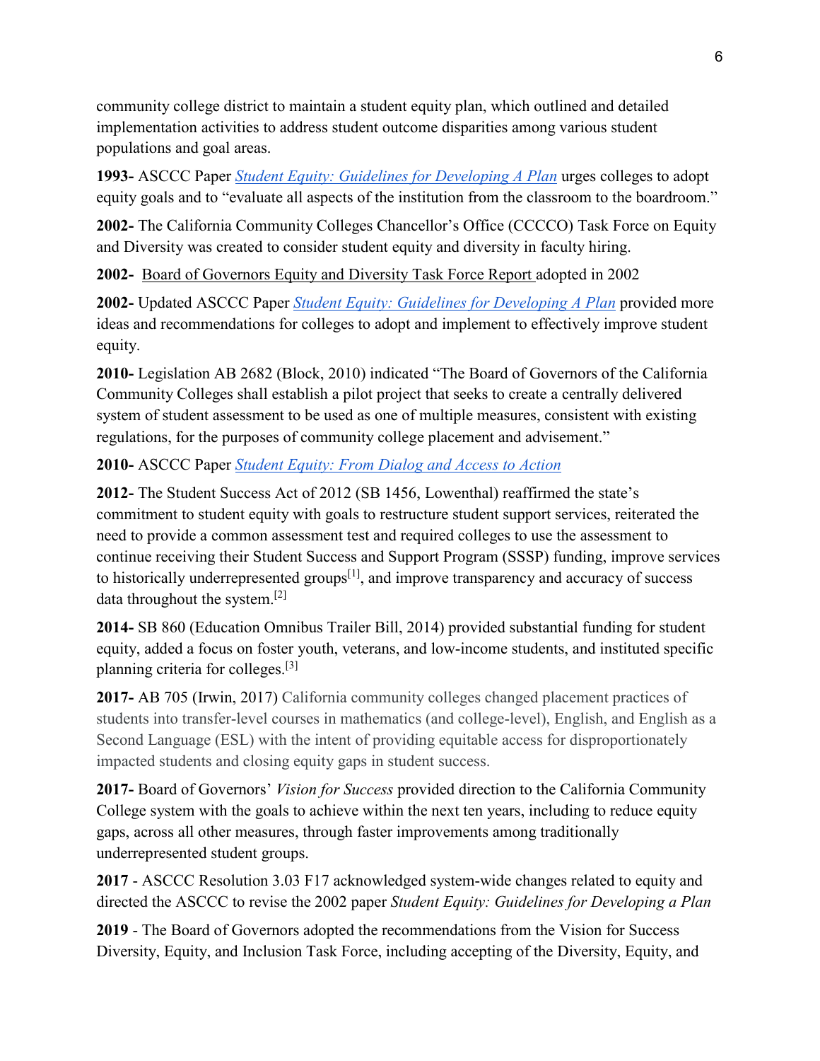community college district to maintain a student equity plan, which outlined and detailed implementation activities to address student outcome disparities among various student populations and goal areas.

**1993-** ASCCC Paper *Student Equity: Guidelines for Developing A Plan* urges colleges to adopt equity goals and to "evaluate all aspects of the institution from the classroom to the boardroom."

**2002-** The California Community Colleges Chancellor's Office (CCCCO) Task Force on Equity and Diversity was created to consider student equity and diversity in faculty hiring.

**2002-** Board of Governors Equity and Diversity Task Force Report adopted in 2002

**2002-** Updated ASCCC Paper *Student Equity: Guidelines for Developing A Plan* provided more ideas and recommendations for colleges to adopt and implement to effectively improve student equity.

**2010-** Legislation AB 2682 (Block, 2010) indicated "The Board of Governors of the California Community Colleges shall establish a pilot project that seeks to create a centrally delivered system of student assessment to be used as one of multiple measures, consistent with existing regulations, for the purposes of community college placement and advisement."

**2010-** ASCCC Paper *Student Equity: From Dialog and Access to Action*

**2012-** The Student Success Act of 2012 (SB 1456, Lowenthal) reaffirmed the state's commitment to student equity with goals to restructure student support services, reiterated the need to provide a common assessment test and required colleges to use the assessment to continue receiving their Student Success and Support Program (SSSP) funding, improve services to historically underrepresented groups[1], and improve transparency and accuracy of success data throughout the system.[2]

**2014-** SB 860 (Education Omnibus Trailer Bill, 2014) provided substantial funding for student equity, added a focus on foster youth, veterans, and low-income students, and instituted specific planning criteria for colleges.[3]

**2017-** AB 705 (Irwin, 2017) California community colleges changed placement practices of students into transfer-level courses in mathematics (and college-level), English, and English as a Second Language (ESL) with the intent of providing equitable access for disproportionately impacted students and closing equity gaps in student success.

**2017-** Board of Governors' *Vision for Success* provided direction to the California Community College system with the goals to achieve within the next ten years, including to reduce equity gaps, across all other measures, through faster improvements among traditionally underrepresented student groups.

**2017** - ASCCC Resolution 3.03 F17 acknowledged system-wide changes related to equity and directed the ASCCC to revise the 2002 paper *Student Equity: Guidelines for Developing a Plan*

**2019** - The Board of Governors adopted the recommendations from the Vision for Success Diversity, Equity, and Inclusion Task Force, including accepting of the Diversity, Equity, and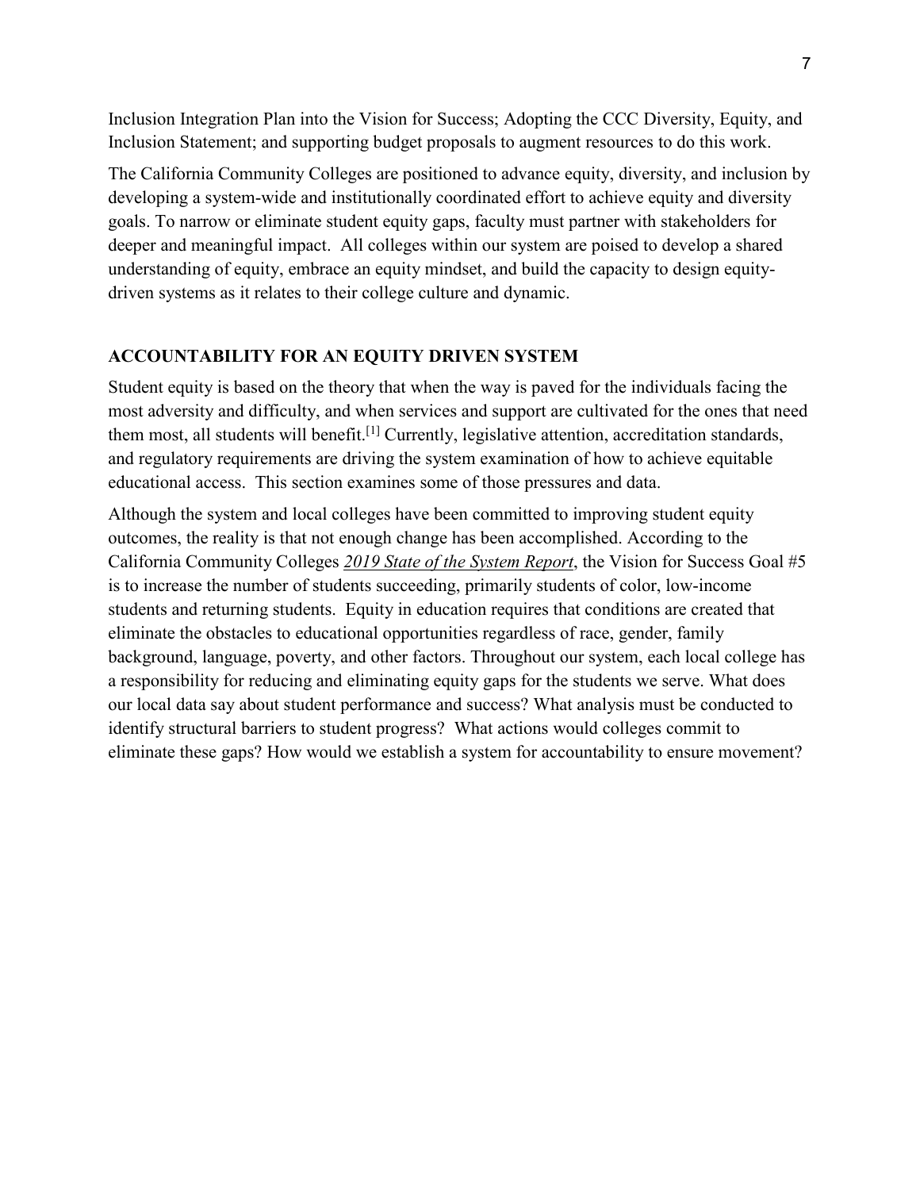Inclusion Integration Plan into the Vision for Success; Adopting the CCC Diversity, Equity, and Inclusion Statement; and supporting budget proposals to augment resources to do this work.

The California Community Colleges are positioned to advance equity, diversity, and inclusion by developing a system-wide and institutionally coordinated effort to achieve equity and diversity goals. To narrow or eliminate student equity gaps, faculty must partner with stakeholders for deeper and meaningful impact. All colleges within our system are poised to develop a shared understanding of equity, embrace an equity mindset, and build the capacity to design equity-driven systems as it relates to their college culture and dynamic.

## ACCOUNTABILITY FOR AN EQUITY DRIVEN SYSTEM

Student equity is based on the theory that when the way is paved for the individuals facing the most adversity and difficulty, and when services and support are cultivated for the ones that need them most, all students will benefit.[1] Currently, legislative attention, accreditation standards, and regulatory requirements are driving the system examination of how to achieve equitable educational access. This section examines some of those pressures and data.

Although the system and local colleges have been committed to improving student equity outcomes, the reality is that not enough change has been accomplished. According to the California Community Colleges *2019 State of the System Report*, the Vision for Success Goal #5 is to increase the number of students succeeding, primarily students of color, low-income students and returning students. Equity in education requires that conditions are created that eliminate the obstacles to educational opportunities regardless of race, gender, family background, language, poverty, and other factors. Throughout our system, each local college has a responsibility for reducing and eliminating equity gaps for the students we serve. What does our local data say about student performance and success? What analysis must be conducted to identify structural barriers to student progress? What actions would colleges commit to eliminate these gaps? How would we establish a system for accountability to ensure movement?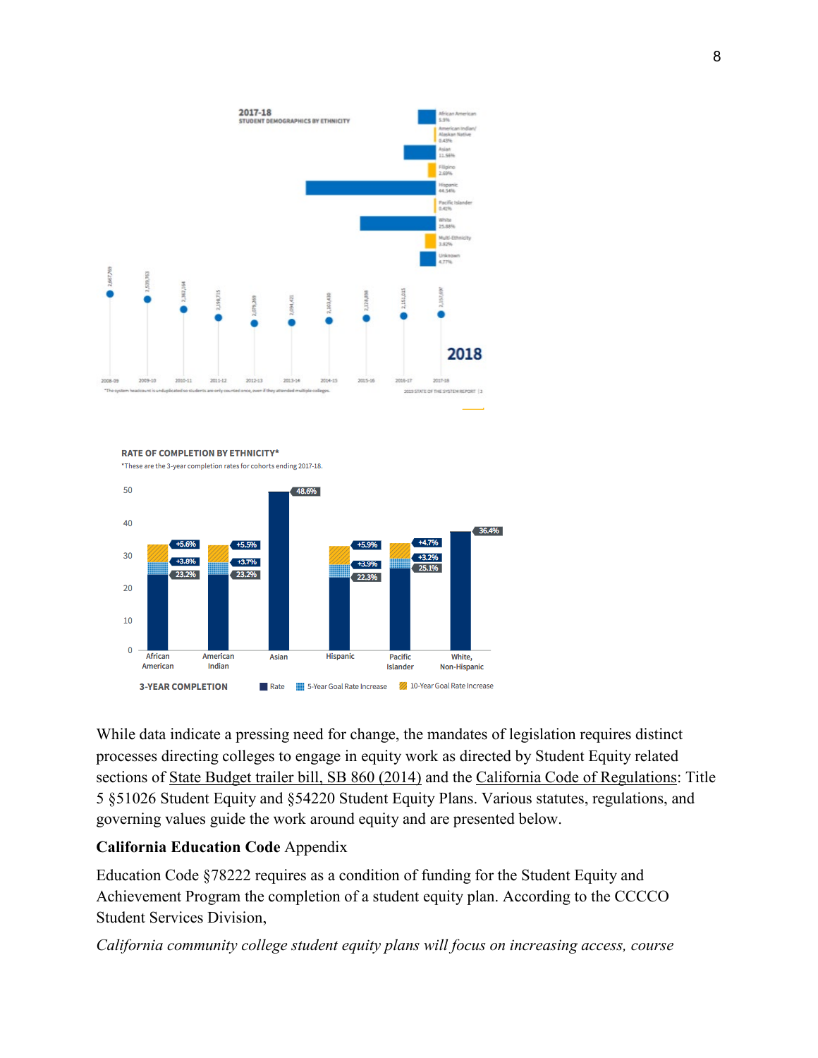2017-18

STUDENT DEMOGRAPHICS BY ETHNICITY

| Ethnicity | Percent |
|---|---|
| African American | 5.9% |
| American Indian/ Alaskan Native | 0.43% |
| Asian | 11.56% |
| Filipino | 2.69% |
| Hispanic | 44.54% |
| Pacific Islander | 0.40% |
| White | 25.88% |
| Multi-Ethnicity | 3.82% |
| Unknown | 4.77% |

| Year | Headcount |
|---|---|
| 2008-09 | 2,667,769 |
| 2009-10 | 2,535,763 |
| 2010-11 | 2,362,164 |
| 2011-12 | 2,198,715 |
| 2012-13 | 2,079,269 |
| 2013-14 | 2,094,431 |
| 2014-15 | 2,103,430 |
| 2015-16 | 2,124,898 |
| 2016-17 | 2,151,015 |
| 2017-18 | 2,152,697 |

2018

*The system headcount is unduplicated so students are only counted once, even if they attended multiple colleges.

2019 STATE OF THE SYSTEM REPORT

RATE OF COMPLETION BY ETHNICITY*

*These are the 3-year completion rates for cohorts ending 2017-18.

3-YEAR COMPLETION

| Ethnicity | Rate | 5-Year Goal Rate Increase | 10-Year Goal Rate Increase |
|---|---|---|---|
| African American | 23.2% | +3.8% | +5.6% |
| American Indian | 23.2% | +3.7% | +5.5% |
| Asian | 48.6% | | |
| Hispanic | 22.3% | +3.9% | +5.9% |
| Pacific Islander | 25.1% | +3.2% | +4.7% |
| White, Non-Hispanic | 36.4% | | |

While data indicate a pressing need for change, the mandates of legislation requires distinct processes directing colleges to engage in equity work as directed by Student Equity related sections of State Budget trailer bill, SB 860 (2014) and the California Code of Regulations: Title 5 §51026 Student Equity and §54220 Student Equity Plans. Various statutes, regulations, and governing values guide the work around equity and are presented below.

**California Education Code** Appendix

Education Code §78222 requires as a condition of funding for the Student Equity and Achievement Program the completion of a student equity plan. According to the CCCCO Student Services Division,

*California community college student equity plans will focus on increasing access, course*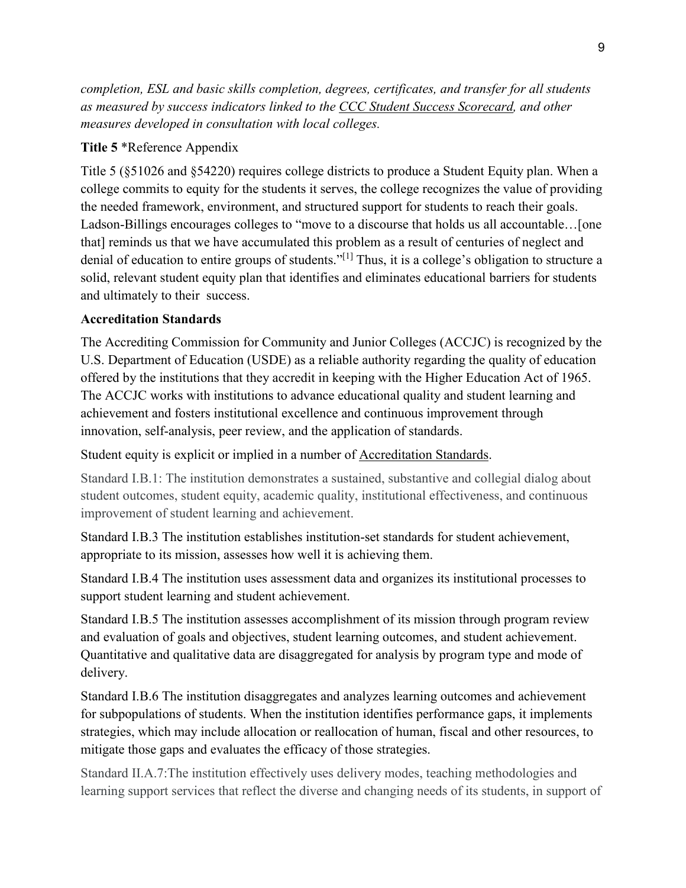*completion, ESL and basic skills completion, degrees, certificates, and transfer for all students as measured by success indicators linked to the CCC Student Success Scorecard, and other measures developed in consultation with local colleges.*

**Title 5** *Reference Appendix

Title 5 (§51026 and §54220) requires college districts to produce a Student Equity plan. When a college commits to equity for the students it serves, the college recognizes the value of providing the needed framework, environment, and structured support for students to reach their goals. Ladson-Billings encourages colleges to "move to a discourse that holds us all accountable…[one that] reminds us that we have accumulated this problem as a result of centuries of neglect and denial of education to entire groups of students."[1] Thus, it is a college's obligation to structure a solid, relevant student equity plan that identifies and eliminates educational barriers for students and ultimately to their success.

**Accreditation Standards**

The Accrediting Commission for Community and Junior Colleges (ACCJC) is recognized by the U.S. Department of Education (USDE) as a reliable authority regarding the quality of education offered by the institutions that they accredit in keeping with the Higher Education Act of 1965. The ACCJC works with institutions to advance educational quality and student learning and achievement and fosters institutional excellence and continuous improvement through innovation, self-analysis, peer review, and the application of standards.

Student equity is explicit or implied in a number of Accreditation Standards.

Standard I.B.1: The institution demonstrates a sustained, substantive and collegial dialog about student outcomes, student equity, academic quality, institutional effectiveness, and continuous improvement of student learning and achievement.

Standard I.B.3 The institution establishes institution-set standards for student achievement, appropriate to its mission, assesses how well it is achieving them.

Standard I.B.4 The institution uses assessment data and organizes its institutional processes to support student learning and student achievement.

Standard I.B.5 The institution assesses accomplishment of its mission through program review and evaluation of goals and objectives, student learning outcomes, and student achievement. Quantitative and qualitative data are disaggregated for analysis by program type and mode of delivery.

Standard I.B.6 The institution disaggregates and analyzes learning outcomes and achievement for subpopulations of students. When the institution identifies performance gaps, it implements strategies, which may include allocation or reallocation of human, fiscal and other resources, to mitigate those gaps and evaluates the efficacy of those strategies.

Standard II.A.7:The institution effectively uses delivery modes, teaching methodologies and learning support services that reflect the diverse and changing needs of its students, in support of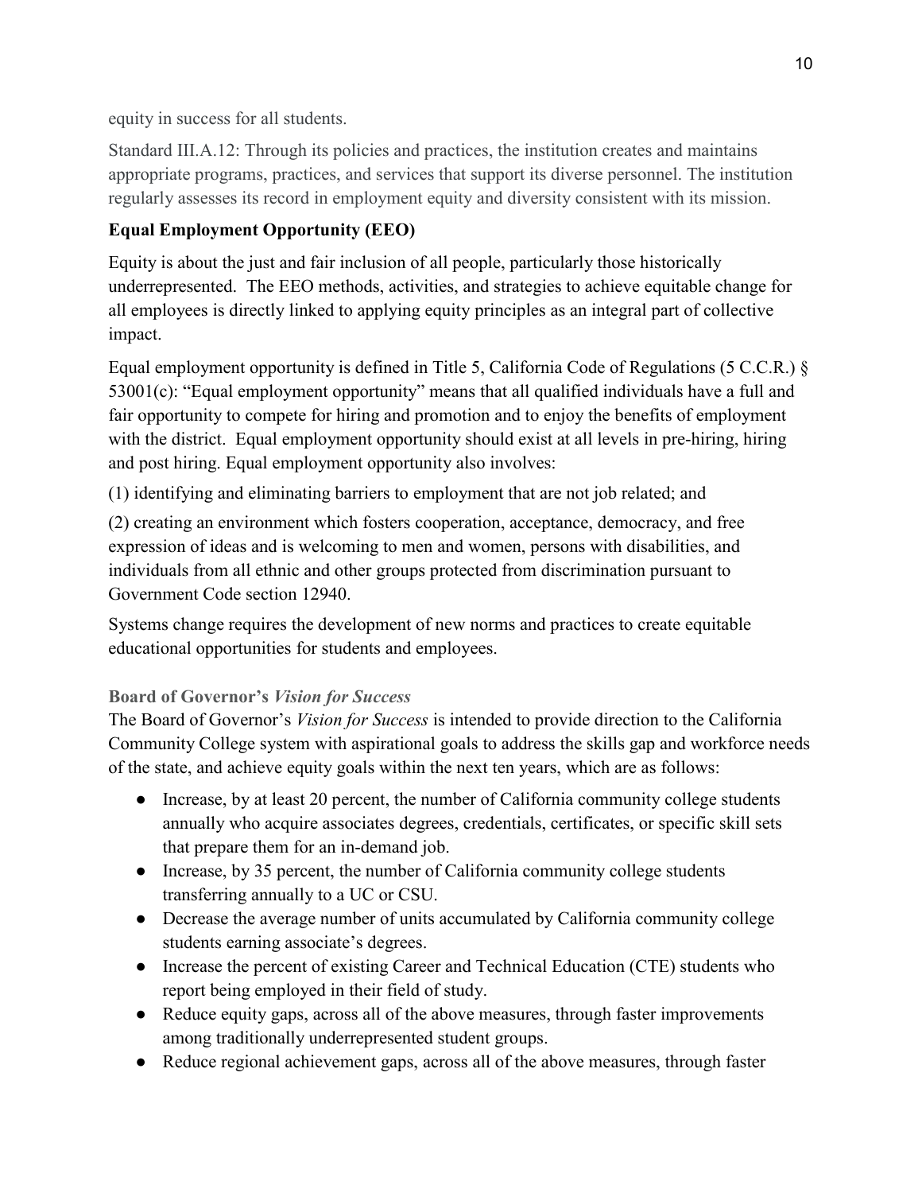equity in success for all students.

Standard III.A.12: Through its policies and practices, the institution creates and maintains appropriate programs, practices, and services that support its diverse personnel. The institution regularly assesses its record in employment equity and diversity consistent with its mission.

## Equal Employment Opportunity (EEO)

Equity is about the just and fair inclusion of all people, particularly those historically underrepresented. The EEO methods, activities, and strategies to achieve equitable change for all employees is directly linked to applying equity principles as an integral part of collective impact.

Equal employment opportunity is defined in Title 5, California Code of Regulations (5 C.C.R.) § 53001(c): "Equal employment opportunity" means that all qualified individuals have a full and fair opportunity to compete for hiring and promotion and to enjoy the benefits of employment with the district. Equal employment opportunity should exist at all levels in pre-hiring, hiring and post hiring. Equal employment opportunity also involves:

(1) identifying and eliminating barriers to employment that are not job related; and

(2) creating an environment which fosters cooperation, acceptance, democracy, and free expression of ideas and is welcoming to men and women, persons with disabilities, and individuals from all ethnic and other groups protected from discrimination pursuant to Government Code section 12940.

Systems change requires the development of new norms and practices to create equitable educational opportunities for students and employees.

### Board of Governor's *Vision for Success*

The Board of Governor's *Vision for Success* is intended to provide direction to the California Community College system with aspirational goals to address the skills gap and workforce needs of the state, and achieve equity goals within the next ten years, which are as follows:

- Increase, by at least 20 percent, the number of California community college students annually who acquire associates degrees, credentials, certificates, or specific skill sets that prepare them for an in-demand job.
- Increase, by 35 percent, the number of California community college students transferring annually to a UC or CSU.
- Decrease the average number of units accumulated by California community college students earning associate's degrees.
- Increase the percent of existing Career and Technical Education (CTE) students who report being employed in their field of study.
- Reduce equity gaps, across all of the above measures, through faster improvements among traditionally underrepresented student groups.
- Reduce regional achievement gaps, across all of the above measures, through faster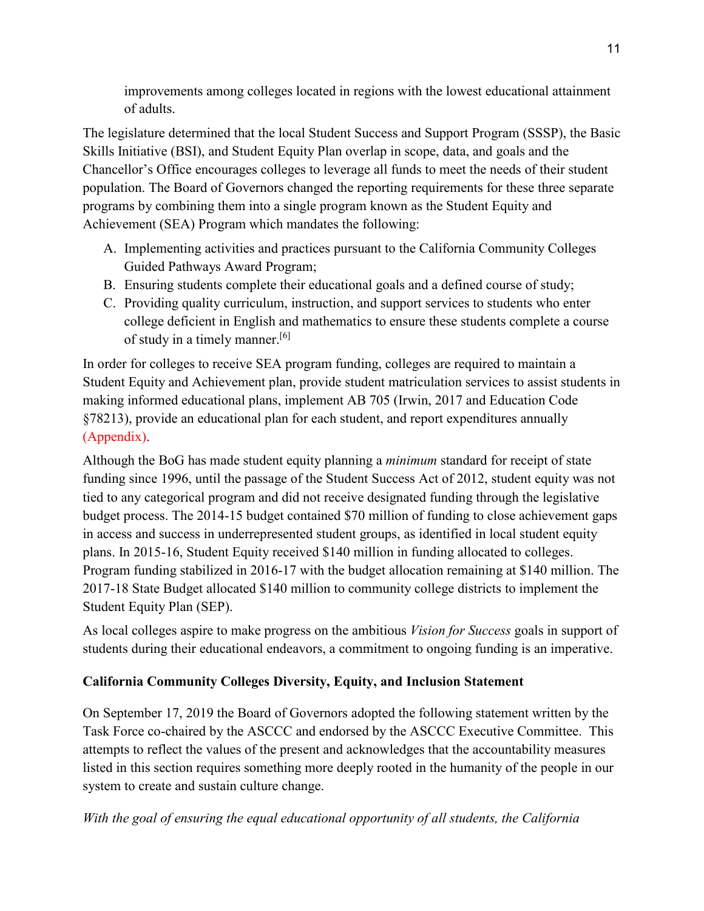improvements among colleges located in regions with the lowest educational attainment of adults.

The legislature determined that the local Student Success and Support Program (SSSP), the Basic Skills Initiative (BSI), and Student Equity Plan overlap in scope, data, and goals and the Chancellor's Office encourages colleges to leverage all funds to meet the needs of their student population. The Board of Governors changed the reporting requirements for these three separate programs by combining them into a single program known as the Student Equity and Achievement (SEA) Program which mandates the following:

A. Implementing activities and practices pursuant to the California Community Colleges Guided Pathways Award Program;
B. Ensuring students complete their educational goals and a defined course of study;
C. Providing quality curriculum, instruction, and support services to students who enter college deficient in English and mathematics to ensure these students complete a course of study in a timely manner.[6]

In order for colleges to receive SEA program funding, colleges are required to maintain a Student Equity and Achievement plan, provide student matriculation services to assist students in making informed educational plans, implement AB 705 (Irwin, 2017 and Education Code §78213), provide an educational plan for each student, and report expenditures annually (Appendix).

Although the BoG has made student equity planning a *minimum* standard for receipt of state funding since 1996, until the passage of the Student Success Act of 2012, student equity was not tied to any categorical program and did not receive designated funding through the legislative budget process. The 2014-15 budget contained $70 million of funding to close achievement gaps in access and success in underrepresented student groups, as identified in local student equity plans. In 2015-16, Student Equity received $140 million in funding allocated to colleges. Program funding stabilized in 2016-17 with the budget allocation remaining at $140 million. The 2017-18 State Budget allocated $140 million to community college districts to implement the Student Equity Plan (SEP).

As local colleges aspire to make progress on the ambitious *Vision for Success* goals in support of students during their educational endeavors, a commitment to ongoing funding is an imperative.

**California Community Colleges Diversity, Equity, and Inclusion Statement**

On September 17, 2019 the Board of Governors adopted the following statement written by the Task Force co-chaired by the ASCCC and endorsed by the ASCCC Executive Committee. This attempts to reflect the values of the present and acknowledges that the accountability measures listed in this section requires something more deeply rooted in the humanity of the people in our system to create and sustain culture change.

*With the goal of ensuring the equal educational opportunity of all students, the California*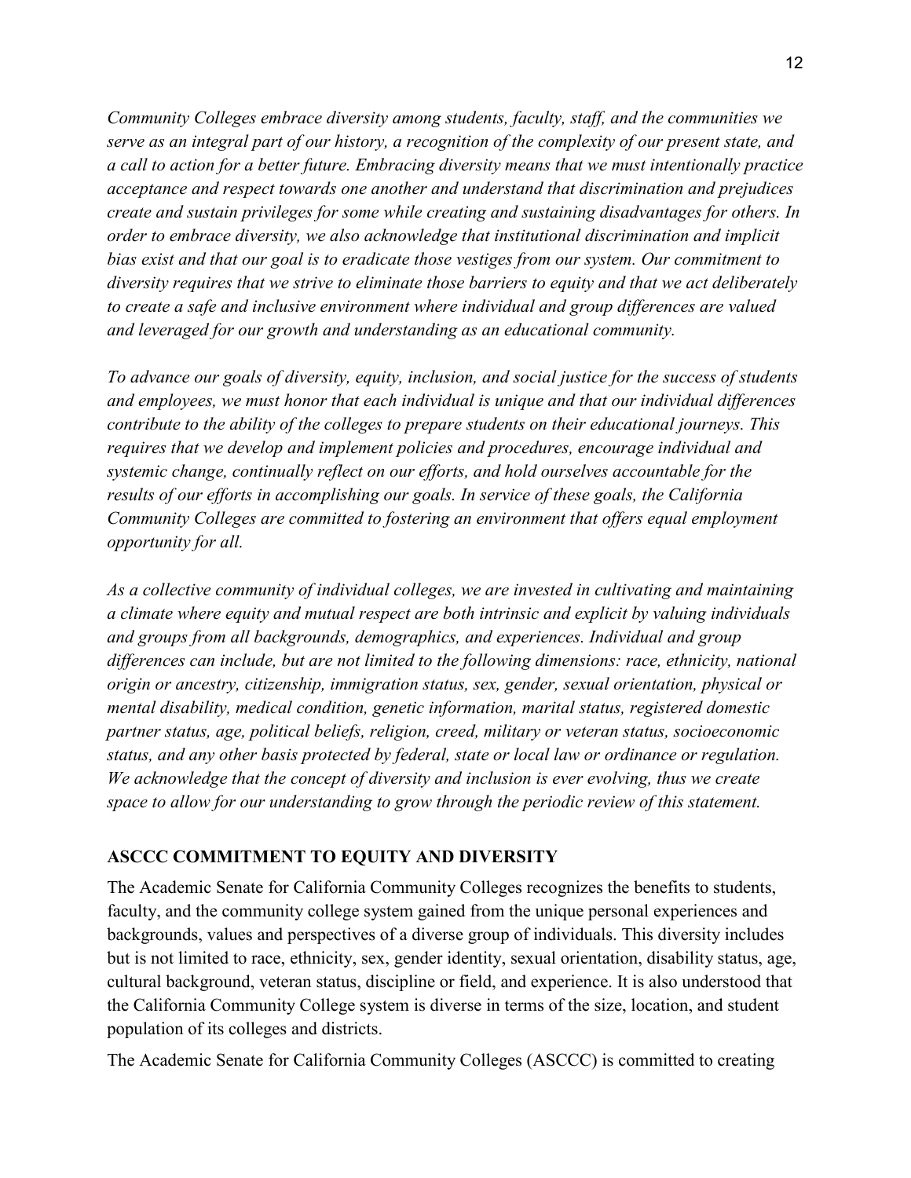*Community Colleges embrace diversity among students, faculty, staff, and the communities we serve as an integral part of our history, a recognition of the complexity of our present state, and a call to action for a better future. Embracing diversity means that we must intentionally practice acceptance and respect towards one another and understand that discrimination and prejudices create and sustain privileges for some while creating and sustaining disadvantages for others. In order to embrace diversity, we also acknowledge that institutional discrimination and implicit bias exist and that our goal is to eradicate those vestiges from our system. Our commitment to diversity requires that we strive to eliminate those barriers to equity and that we act deliberately to create a safe and inclusive environment where individual and group differences are valued and leveraged for our growth and understanding as an educational community.*

*To advance our goals of diversity, equity, inclusion, and social justice for the success of students and employees, we must honor that each individual is unique and that our individual differences contribute to the ability of the colleges to prepare students on their educational journeys. This requires that we develop and implement policies and procedures, encourage individual and systemic change, continually reflect on our efforts, and hold ourselves accountable for the results of our efforts in accomplishing our goals. In service of these goals, the California Community Colleges are committed to fostering an environment that offers equal employment opportunity for all.*

*As a collective community of individual colleges, we are invested in cultivating and maintaining a climate where equity and mutual respect are both intrinsic and explicit by valuing individuals and groups from all backgrounds, demographics, and experiences. Individual and group differences can include, but are not limited to the following dimensions: race, ethnicity, national origin or ancestry, citizenship, immigration status, sex, gender, sexual orientation, physical or mental disability, medical condition, genetic information, marital status, registered domestic partner status, age, political beliefs, religion, creed, military or veteran status, socioeconomic status, and any other basis protected by federal, state or local law or ordinance or regulation. We acknowledge that the concept of diversity and inclusion is ever evolving, thus we create space to allow for our understanding to grow through the periodic review of this statement.*

## ASCCC COMMITMENT TO EQUITY AND DIVERSITY

The Academic Senate for California Community Colleges recognizes the benefits to students, faculty, and the community college system gained from the unique personal experiences and backgrounds, values and perspectives of a diverse group of individuals. This diversity includes but is not limited to race, ethnicity, sex, gender identity, sexual orientation, disability status, age, cultural background, veteran status, discipline or field, and experience. It is also understood that the California Community College system is diverse in terms of the size, location, and student population of its colleges and districts.

The Academic Senate for California Community Colleges (ASCCC) is committed to creating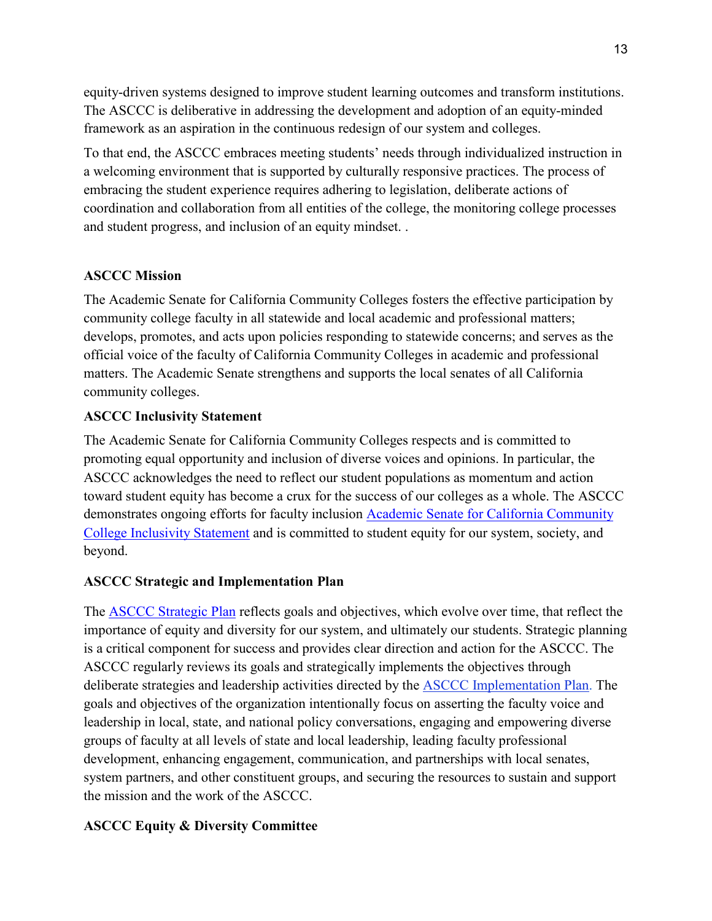equity-driven systems designed to improve student learning outcomes and transform institutions. The ASCCC is deliberative in addressing the development and adoption of an equity-minded framework as an aspiration in the continuous redesign of our system and colleges.

To that end, the ASCCC embraces meeting students' needs through individualized instruction in a welcoming environment that is supported by culturally responsive practices. The process of embracing the student experience requires adhering to legislation, deliberate actions of coordination and collaboration from all entities of the college, the monitoring college processes and student progress, and inclusion of an equity mindset. .

**ASCCC Mission**

The Academic Senate for California Community Colleges fosters the effective participation by community college faculty in all statewide and local academic and professional matters; develops, promotes, and acts upon policies responding to statewide concerns; and serves as the official voice of the faculty of California Community Colleges in academic and professional matters. The Academic Senate strengthens and supports the local senates of all California community colleges.

**ASCCC Inclusivity Statement**

The Academic Senate for California Community Colleges respects and is committed to promoting equal opportunity and inclusion of diverse voices and opinions. In particular, the ASCCC acknowledges the need to reflect our student populations as momentum and action toward student equity has become a crux for the success of our colleges as a whole. The ASCCC demonstrates ongoing efforts for faculty inclusion Academic Senate for California Community College Inclusivity Statement and is committed to student equity for our system, society, and beyond.

**ASCCC Strategic and Implementation Plan**

The ASCCC Strategic Plan reflects goals and objectives, which evolve over time, that reflect the importance of equity and diversity for our system, and ultimately our students. Strategic planning is a critical component for success and provides clear direction and action for the ASCCC. The ASCCC regularly reviews its goals and strategically implements the objectives through deliberate strategies and leadership activities directed by the ASCCC Implementation Plan. The goals and objectives of the organization intentionally focus on asserting the faculty voice and leadership in local, state, and national policy conversations, engaging and empowering diverse groups of faculty at all levels of state and local leadership, leading faculty professional development, enhancing engagement, communication, and partnerships with local senates, system partners, and other constituent groups, and securing the resources to sustain and support the mission and the work of the ASCCC.

**ASCCC Equity & Diversity Committee**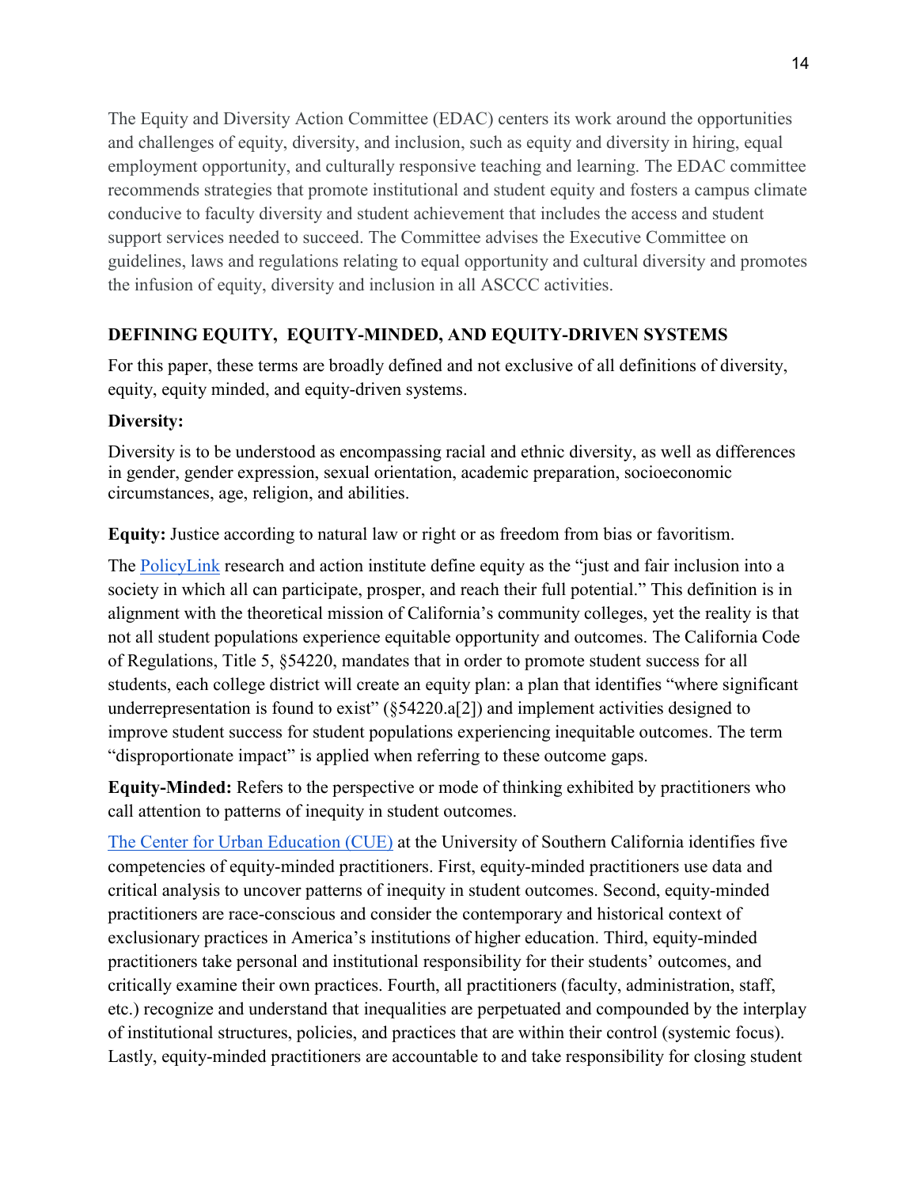The Equity and Diversity Action Committee (EDAC) centers its work around the opportunities and challenges of equity, diversity, and inclusion, such as equity and diversity in hiring, equal employment opportunity, and culturally responsive teaching and learning. The EDAC committee recommends strategies that promote institutional and student equity and fosters a campus climate conducive to faculty diversity and student achievement that includes the access and student support services needed to succeed. The Committee advises the Executive Committee on guidelines, laws and regulations relating to equal opportunity and cultural diversity and promotes the infusion of equity, diversity and inclusion in all ASCCC activities.

## DEFINING EQUITY, EQUITY-MINDED, AND EQUITY-DRIVEN SYSTEMS

For this paper, these terms are broadly defined and not exclusive of all definitions of diversity, equity, equity minded, and equity-driven systems.

**Diversity:**

Diversity is to be understood as encompassing racial and ethnic diversity, as well as differences in gender, gender expression, sexual orientation, academic preparation, socioeconomic circumstances, age, religion, and abilities.

**Equity:** Justice according to natural law or right or as freedom from bias or favoritism.

The PolicyLink research and action institute define equity as the "just and fair inclusion into a society in which all can participate, prosper, and reach their full potential." This definition is in alignment with the theoretical mission of California's community colleges, yet the reality is that not all student populations experience equitable opportunity and outcomes. The California Code of Regulations, Title 5, §54220, mandates that in order to promote student success for all students, each college district will create an equity plan: a plan that identifies "where significant underrepresentation is found to exist" (§54220.a[2]) and implement activities designed to improve student success for student populations experiencing inequitable outcomes. The term "disproportionate impact" is applied when referring to these outcome gaps.

**Equity-Minded:** Refers to the perspective or mode of thinking exhibited by practitioners who call attention to patterns of inequity in student outcomes.

The Center for Urban Education (CUE) at the University of Southern California identifies five competencies of equity-minded practitioners. First, equity-minded practitioners use data and critical analysis to uncover patterns of inequity in student outcomes. Second, equity-minded practitioners are race-conscious and consider the contemporary and historical context of exclusionary practices in America's institutions of higher education. Third, equity-minded practitioners take personal and institutional responsibility for their students' outcomes, and critically examine their own practices. Fourth, all practitioners (faculty, administration, staff, etc.) recognize and understand that inequalities are perpetuated and compounded by the interplay of institutional structures, policies, and practices that are within their control (systemic focus). Lastly, equity-minded practitioners are accountable to and take responsibility for closing student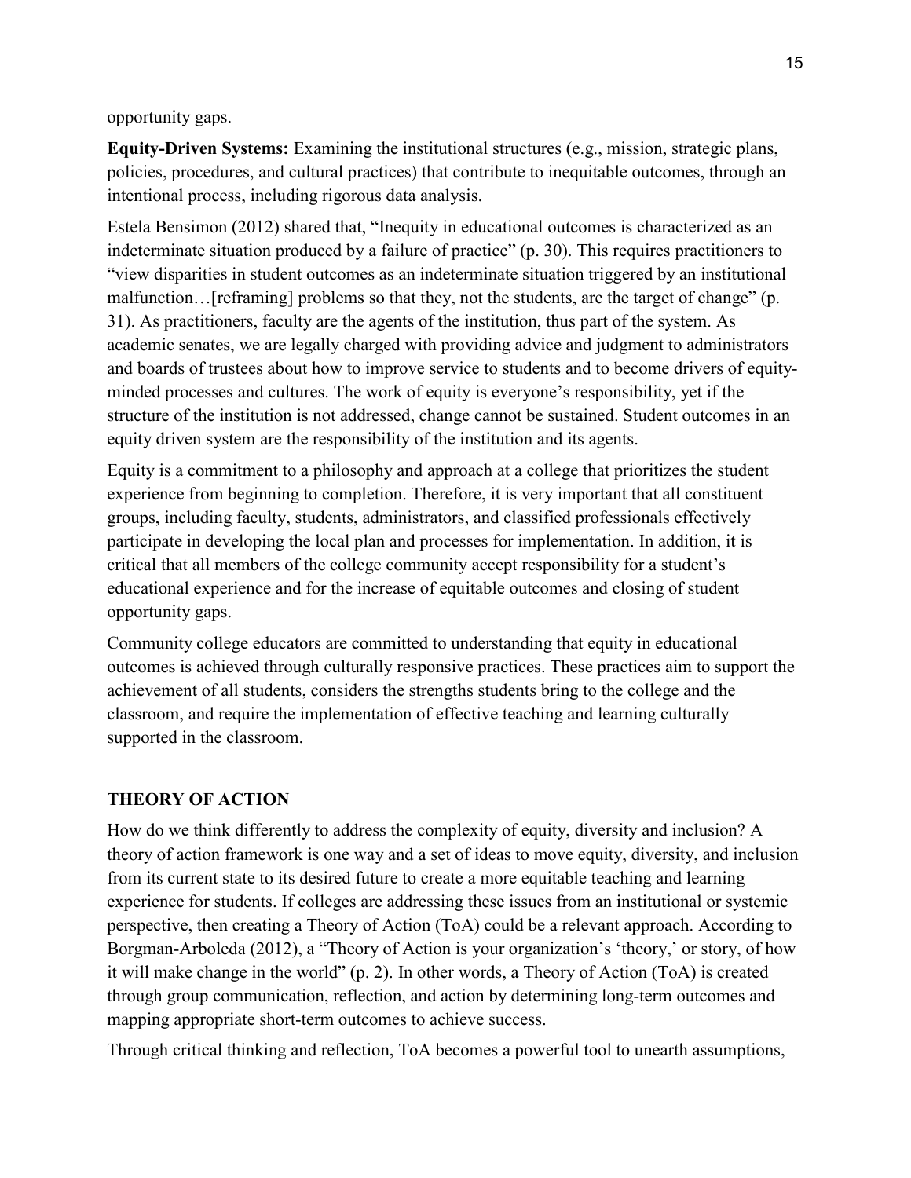opportunity gaps.

**Equity-Driven Systems:** Examining the institutional structures (e.g., mission, strategic plans, policies, procedures, and cultural practices) that contribute to inequitable outcomes, through an intentional process, including rigorous data analysis.

Estela Bensimon (2012) shared that, "Inequity in educational outcomes is characterized as an indeterminate situation produced by a failure of practice" (p. 30). This requires practitioners to "view disparities in student outcomes as an indeterminate situation triggered by an institutional malfunction…[reframing] problems so that they, not the students, are the target of change" (p. 31). As practitioners, faculty are the agents of the institution, thus part of the system. As academic senates, we are legally charged with providing advice and judgment to administrators and boards of trustees about how to improve service to students and to become drivers of equity-minded processes and cultures. The work of equity is everyone's responsibility, yet if the structure of the institution is not addressed, change cannot be sustained. Student outcomes in an equity driven system are the responsibility of the institution and its agents.

Equity is a commitment to a philosophy and approach at a college that prioritizes the student experience from beginning to completion. Therefore, it is very important that all constituent groups, including faculty, students, administrators, and classified professionals effectively participate in developing the local plan and processes for implementation. In addition, it is critical that all members of the college community accept responsibility for a student's educational experience and for the increase of equitable outcomes and closing of student opportunity gaps.

Community college educators are committed to understanding that equity in educational outcomes is achieved through culturally responsive practices. These practices aim to support the achievement of all students, considers the strengths students bring to the college and the classroom, and require the implementation of effective teaching and learning culturally supported in the classroom.

## THEORY OF ACTION

How do we think differently to address the complexity of equity, diversity and inclusion? A theory of action framework is one way and a set of ideas to move equity, diversity, and inclusion from its current state to its desired future to create a more equitable teaching and learning experience for students. If colleges are addressing these issues from an institutional or systemic perspective, then creating a Theory of Action (ToA) could be a relevant approach. According to Borgman-Arboleda (2012), a "Theory of Action is your organization's 'theory,' or story, of how it will make change in the world" (p. 2). In other words, a Theory of Action (ToA) is created through group communication, reflection, and action by determining long-term outcomes and mapping appropriate short-term outcomes to achieve success.

Through critical thinking and reflection, ToA becomes a powerful tool to unearth assumptions,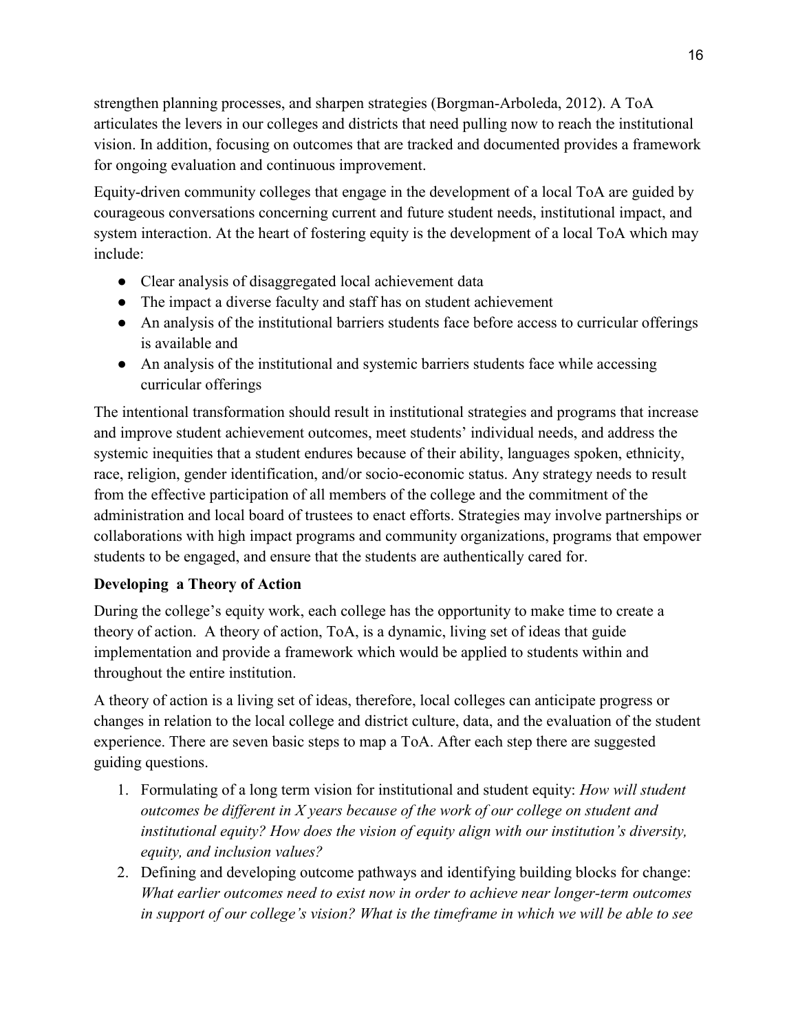strengthen planning processes, and sharpen strategies (Borgman-Arboleda, 2012). A ToA articulates the levers in our colleges and districts that need pulling now to reach the institutional vision. In addition, focusing on outcomes that are tracked and documented provides a framework for ongoing evaluation and continuous improvement.

Equity-driven community colleges that engage in the development of a local ToA are guided by courageous conversations concerning current and future student needs, institutional impact, and system interaction. At the heart of fostering equity is the development of a local ToA which may include:

- Clear analysis of disaggregated local achievement data
- The impact a diverse faculty and staff has on student achievement
- An analysis of the institutional barriers students face before access to curricular offerings is available and
- An analysis of the institutional and systemic barriers students face while accessing curricular offerings

The intentional transformation should result in institutional strategies and programs that increase and improve student achievement outcomes, meet students' individual needs, and address the systemic inequities that a student endures because of their ability, languages spoken, ethnicity, race, religion, gender identification, and/or socio-economic status. Any strategy needs to result from the effective participation of all members of the college and the commitment of the administration and local board of trustees to enact efforts. Strategies may involve partnerships or collaborations with high impact programs and community organizations, programs that empower students to be engaged, and ensure that the students are authentically cared for.

**Developing a Theory of Action**

During the college's equity work, each college has the opportunity to make time to create a theory of action. A theory of action, ToA, is a dynamic, living set of ideas that guide implementation and provide a framework which would be applied to students within and throughout the entire institution.

A theory of action is a living set of ideas, therefore, local colleges can anticipate progress or changes in relation to the local college and district culture, data, and the evaluation of the student experience. There are seven basic steps to map a ToA. After each step there are suggested guiding questions.

1. Formulating of a long term vision for institutional and student equity: *How will student outcomes be different in X years because of the work of our college on student and institutional equity? How does the vision of equity align with our institution's diversity, equity, and inclusion values?*
2. Defining and developing outcome pathways and identifying building blocks for change: *What earlier outcomes need to exist now in order to achieve near longer-term outcomes in support of our college's vision? What is the timeframe in which we will be able to see*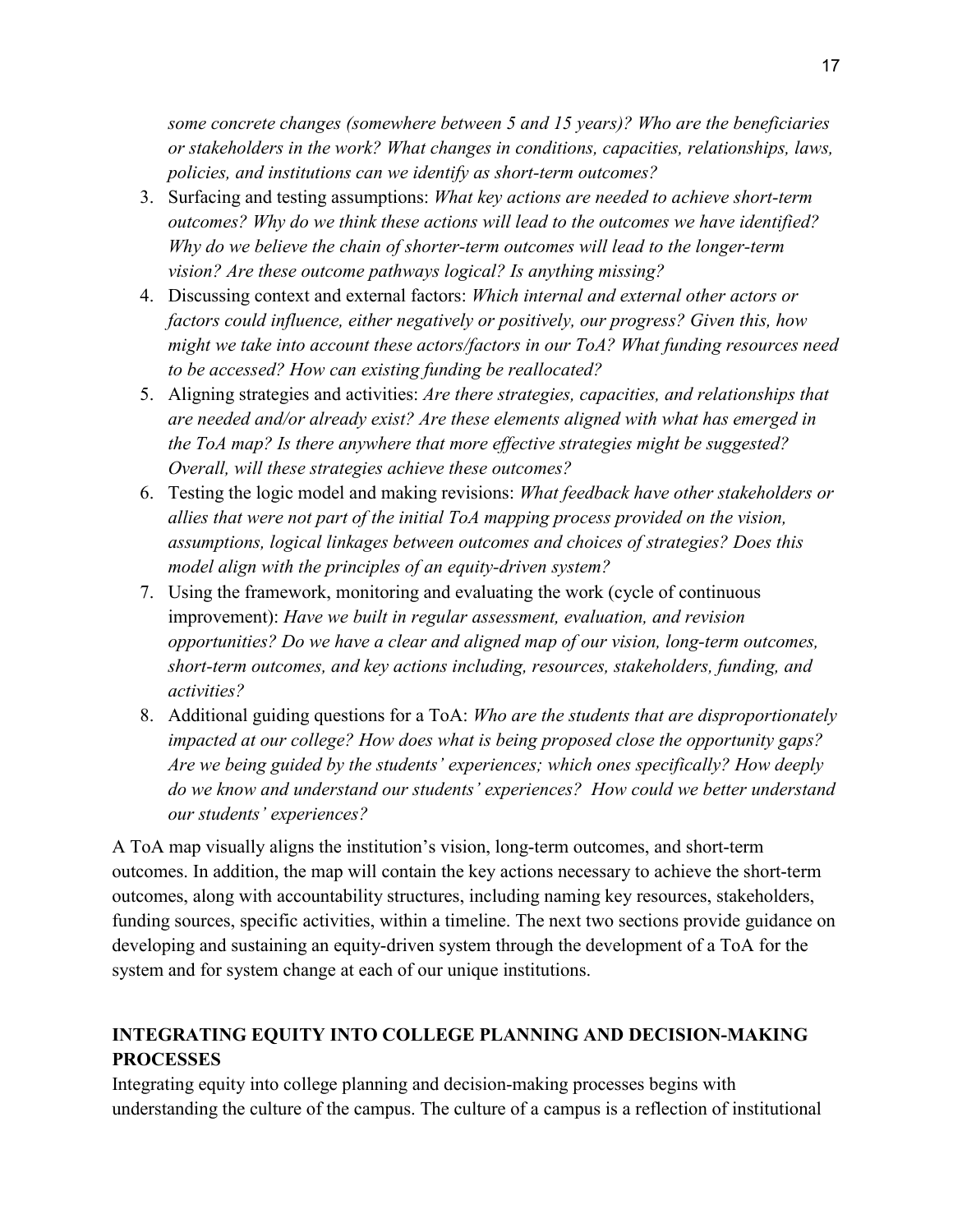some concrete changes (somewhere between 5 and 15 years)? Who are the beneficiaries or stakeholders in the work? What changes in conditions, capacities, relationships, laws, policies, and institutions can we identify as short-term outcomes?*

3. Surfacing and testing assumptions: *What key actions are needed to achieve short-term outcomes? Why do we think these actions will lead to the outcomes we have identified? Why do we believe the chain of shorter-term outcomes will lead to the longer-term vision? Are these outcome pathways logical? Is anything missing?*
4. Discussing context and external factors: *Which internal and external other actors or factors could influence, either negatively or positively, our progress? Given this, how might we take into account these actors/factors in our ToA? What funding resources need to be accessed? How can existing funding be reallocated?*
5. Aligning strategies and activities: *Are there strategies, capacities, and relationships that are needed and/or already exist? Are these elements aligned with what has emerged in the ToA map? Is there anywhere that more effective strategies might be suggested? Overall, will these strategies achieve these outcomes?*
6. Testing the logic model and making revisions: *What feedback have other stakeholders or allies that were not part of the initial ToA mapping process provided on the vision, assumptions, logical linkages between outcomes and choices of strategies? Does this model align with the principles of an equity-driven system?*
7. Using the framework, monitoring and evaluating the work (cycle of continuous improvement): *Have we built in regular assessment, evaluation, and revision opportunities? Do we have a clear and aligned map of our vision, long-term outcomes, short-term outcomes, and key actions including, resources, stakeholders, funding, and activities?*
8. Additional guiding questions for a ToA: *Who are the students that are disproportionately impacted at our college? How does what is being proposed close the opportunity gaps? Are we being guided by the students' experiences; which ones specifically? How deeply do we know and understand our students' experiences? How could we better understand our students' experiences?*

A ToA map visually aligns the institution's vision, long-term outcomes, and short-term outcomes. In addition, the map will contain the key actions necessary to achieve the short-term outcomes, along with accountability structures, including naming key resources, stakeholders, funding sources, specific activities, within a timeline. The next two sections provide guidance on developing and sustaining an equity-driven system through the development of a ToA for the system and for system change at each of our unique institutions.

## INTEGRATING EQUITY INTO COLLEGE PLANNING AND DECISION-MAKING PROCESSES

Integrating equity into college planning and decision-making processes begins with understanding the culture of the campus. The culture of a campus is a reflection of institutional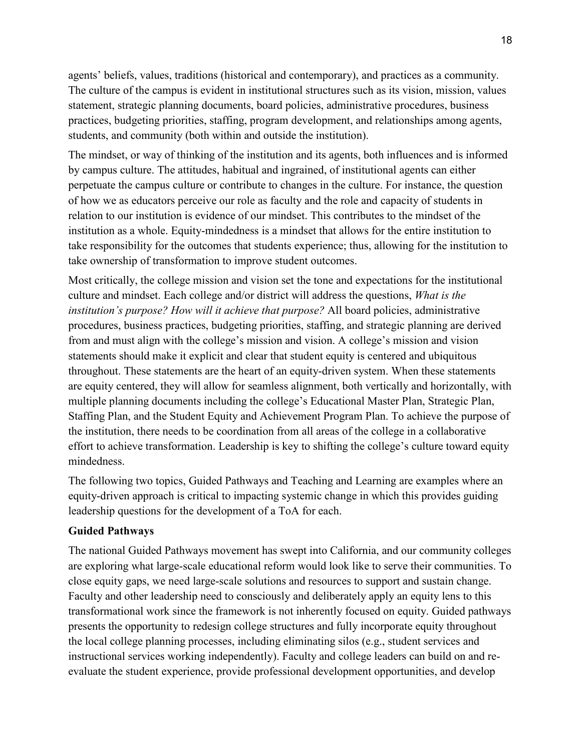agents' beliefs, values, traditions (historical and contemporary), and practices as a community. The culture of the campus is evident in institutional structures such as its vision, mission, values statement, strategic planning documents, board policies, administrative procedures, business practices, budgeting priorities, staffing, program development, and relationships among agents, students, and community (both within and outside the institution).

The mindset, or way of thinking of the institution and its agents, both influences and is informed by campus culture. The attitudes, habitual and ingrained, of institutional agents can either perpetuate the campus culture or contribute to changes in the culture. For instance, the question of how we as educators perceive our role as faculty and the role and capacity of students in relation to our institution is evidence of our mindset. This contributes to the mindset of the institution as a whole. Equity-mindedness is a mindset that allows for the entire institution to take responsibility for the outcomes that students experience; thus, allowing for the institution to take ownership of transformation to improve student outcomes.

Most critically, the college mission and vision set the tone and expectations for the institutional culture and mindset. Each college and/or district will address the questions, *What is the institution's purpose? How will it achieve that purpose?* All board policies, administrative procedures, business practices, budgeting priorities, staffing, and strategic planning are derived from and must align with the college's mission and vision. A college's mission and vision statements should make it explicit and clear that student equity is centered and ubiquitous throughout. These statements are the heart of an equity-driven system. When these statements are equity centered, they will allow for seamless alignment, both vertically and horizontally, with multiple planning documents including the college's Educational Master Plan, Strategic Plan, Staffing Plan, and the Student Equity and Achievement Program Plan. To achieve the purpose of the institution, there needs to be coordination from all areas of the college in a collaborative effort to achieve transformation. Leadership is key to shifting the college's culture toward equity mindedness.

The following two topics, Guided Pathways and Teaching and Learning are examples where an equity-driven approach is critical to impacting systemic change in which this provides guiding leadership questions for the development of a ToA for each.

**Guided Pathways**

The national Guided Pathways movement has swept into California, and our community colleges are exploring what large-scale educational reform would look like to serve their communities. To close equity gaps, we need large-scale solutions and resources to support and sustain change. Faculty and other leadership need to consciously and deliberately apply an equity lens to this transformational work since the framework is not inherently focused on equity. Guided pathways presents the opportunity to redesign college structures and fully incorporate equity throughout the local college planning processes, including eliminating silos (e.g., student services and instructional services working independently). Faculty and college leaders can build on and re-evaluate the student experience, provide professional development opportunities, and develop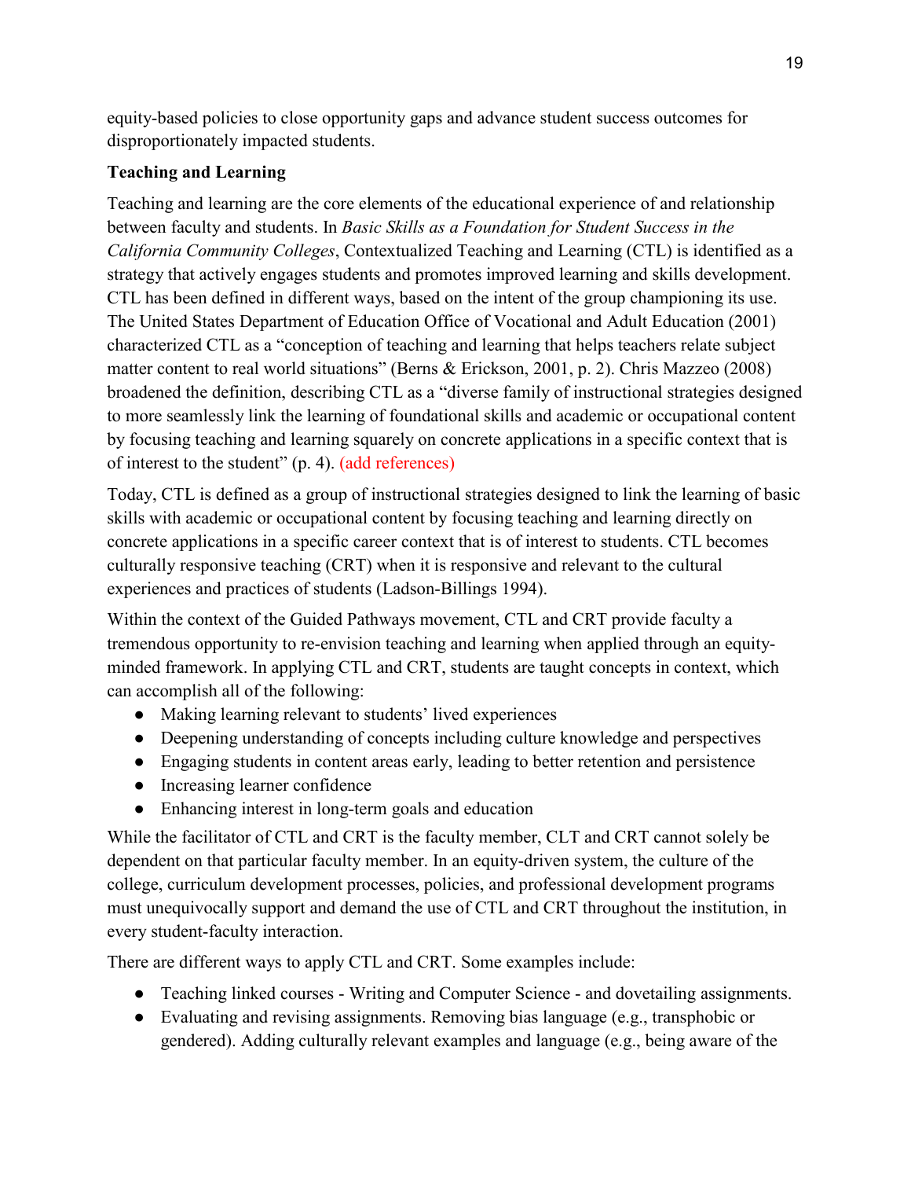equity-based policies to close opportunity gaps and advance student success outcomes for disproportionately impacted students.

**Teaching and Learning**

Teaching and learning are the core elements of the educational experience of and relationship between faculty and students. In *Basic Skills as a Foundation for Student Success in the California Community Colleges*, Contextualized Teaching and Learning (CTL) is identified as a strategy that actively engages students and promotes improved learning and skills development. CTL has been defined in different ways, based on the intent of the group championing its use. The United States Department of Education Office of Vocational and Adult Education (2001) characterized CTL as a "conception of teaching and learning that helps teachers relate subject matter content to real world situations" (Berns & Erickson, 2001, p. 2). Chris Mazzeo (2008) broadened the definition, describing CTL as a "diverse family of instructional strategies designed to more seamlessly link the learning of foundational skills and academic or occupational content by focusing teaching and learning squarely on concrete applications in a specific context that is of interest to the student" (p. 4). (add references)

Today, CTL is defined as a group of instructional strategies designed to link the learning of basic skills with academic or occupational content by focusing teaching and learning directly on concrete applications in a specific career context that is of interest to students. CTL becomes culturally responsive teaching (CRT) when it is responsive and relevant to the cultural experiences and practices of students (Ladson-Billings 1994).

Within the context of the Guided Pathways movement, CTL and CRT provide faculty a tremendous opportunity to re-envision teaching and learning when applied through an equity-minded framework. In applying CTL and CRT, students are taught concepts in context, which can accomplish all of the following:

- Making learning relevant to students' lived experiences
- Deepening understanding of concepts including culture knowledge and perspectives
- Engaging students in content areas early, leading to better retention and persistence
- Increasing learner confidence
- Enhancing interest in long-term goals and education

While the facilitator of CTL and CRT is the faculty member, CLT and CRT cannot solely be dependent on that particular faculty member. In an equity-driven system, the culture of the college, curriculum development processes, policies, and professional development programs must unequivocally support and demand the use of CTL and CRT throughout the institution, in every student-faculty interaction.

There are different ways to apply CTL and CRT. Some examples include:

- Teaching linked courses - Writing and Computer Science - and dovetailing assignments.
- Evaluating and revising assignments. Removing bias language (e.g., transphobic or gendered). Adding culturally relevant examples and language (e.g., being aware of the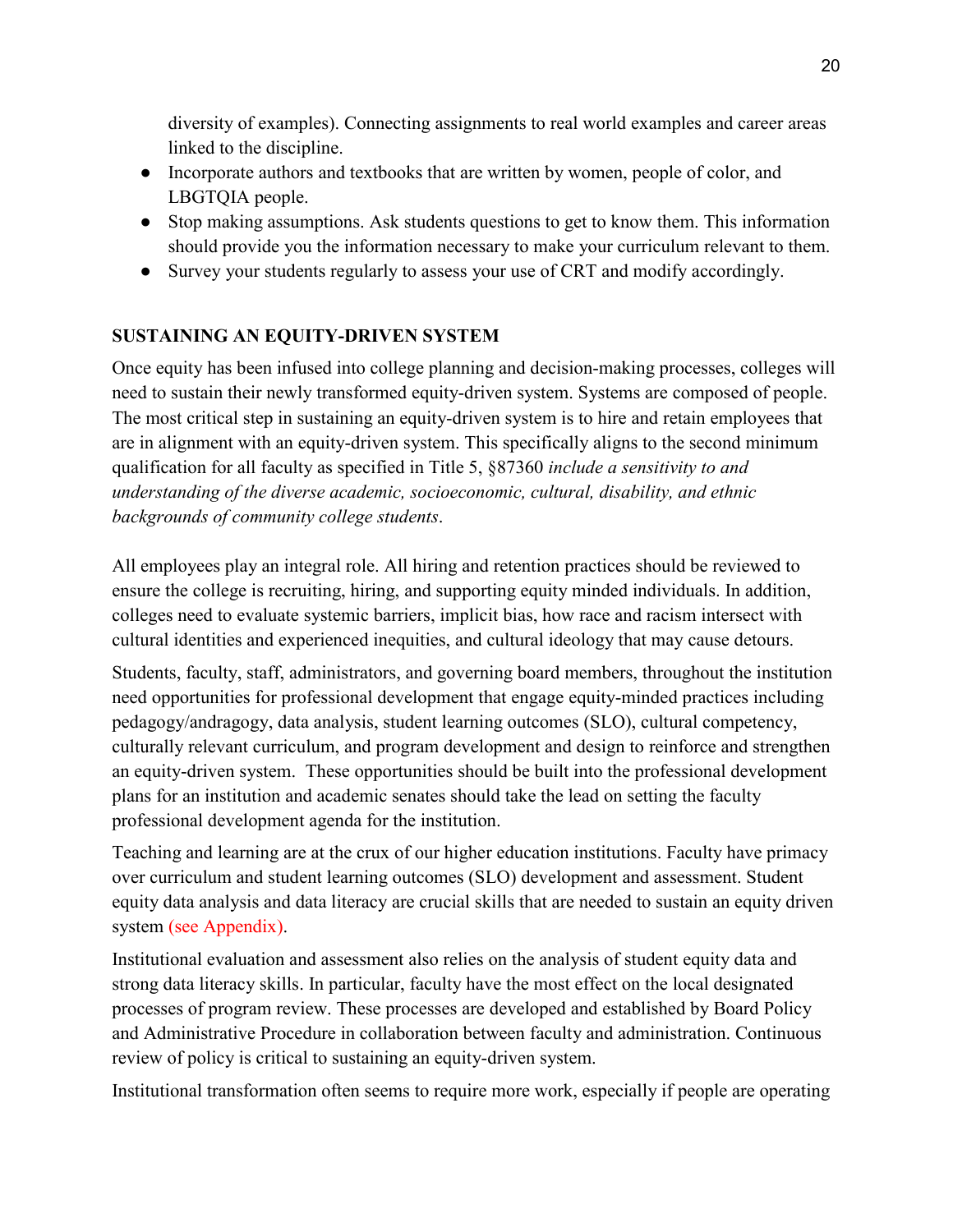diversity of examples). Connecting assignments to real world examples and career areas linked to the discipline.

- Incorporate authors and textbooks that are written by women, people of color, and LBGTQIA people.
- Stop making assumptions. Ask students questions to get to know them. This information should provide you the information necessary to make your curriculum relevant to them.
- Survey your students regularly to assess your use of CRT and modify accordingly.

## SUSTAINING AN EQUITY-DRIVEN SYSTEM

Once equity has been infused into college planning and decision-making processes, colleges will need to sustain their newly transformed equity-driven system. Systems are composed of people. The most critical step in sustaining an equity-driven system is to hire and retain employees that are in alignment with an equity-driven system. This specifically aligns to the second minimum qualification for all faculty as specified in Title 5, §87360 *include a sensitivity to and understanding of the diverse academic, socioeconomic, cultural, disability, and ethnic backgrounds of community college students*.

All employees play an integral role. All hiring and retention practices should be reviewed to ensure the college is recruiting, hiring, and supporting equity minded individuals. In addition, colleges need to evaluate systemic barriers, implicit bias, how race and racism intersect with cultural identities and experienced inequities, and cultural ideology that may cause detours.

Students, faculty, staff, administrators, and governing board members, throughout the institution need opportunities for professional development that engage equity-minded practices including pedagogy/andragogy, data analysis, student learning outcomes (SLO), cultural competency, culturally relevant curriculum, and program development and design to reinforce and strengthen an equity-driven system. These opportunities should be built into the professional development plans for an institution and academic senates should take the lead on setting the faculty professional development agenda for the institution.

Teaching and learning are at the crux of our higher education institutions. Faculty have primacy over curriculum and student learning outcomes (SLO) development and assessment. Student equity data analysis and data literacy are crucial skills that are needed to sustain an equity driven system (see Appendix).

Institutional evaluation and assessment also relies on the analysis of student equity data and strong data literacy skills. In particular, faculty have the most effect on the local designated processes of program review. These processes are developed and established by Board Policy and Administrative Procedure in collaboration between faculty and administration. Continuous review of policy is critical to sustaining an equity-driven system.

Institutional transformation often seems to require more work, especially if people are operating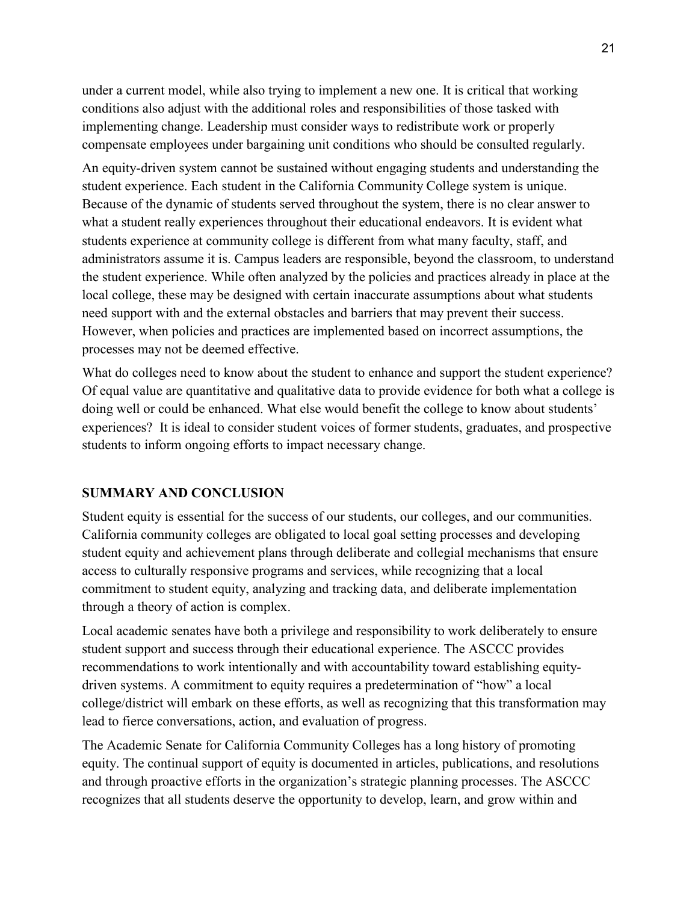under a current model, while also trying to implement a new one. It is critical that working conditions also adjust with the additional roles and responsibilities of those tasked with implementing change. Leadership must consider ways to redistribute work or properly compensate employees under bargaining unit conditions who should be consulted regularly.

An equity-driven system cannot be sustained without engaging students and understanding the student experience. Each student in the California Community College system is unique. Because of the dynamic of students served throughout the system, there is no clear answer to what a student really experiences throughout their educational endeavors. It is evident what students experience at community college is different from what many faculty, staff, and administrators assume it is. Campus leaders are responsible, beyond the classroom, to understand the student experience. While often analyzed by the policies and practices already in place at the local college, these may be designed with certain inaccurate assumptions about what students need support with and the external obstacles and barriers that may prevent their success. However, when policies and practices are implemented based on incorrect assumptions, the processes may not be deemed effective.

What do colleges need to know about the student to enhance and support the student experience? Of equal value are quantitative and qualitative data to provide evidence for both what a college is doing well or could be enhanced. What else would benefit the college to know about students' experiences? It is ideal to consider student voices of former students, graduates, and prospective students to inform ongoing efforts to impact necessary change.

## SUMMARY AND CONCLUSION

Student equity is essential for the success of our students, our colleges, and our communities. California community colleges are obligated to local goal setting processes and developing student equity and achievement plans through deliberate and collegial mechanisms that ensure access to culturally responsive programs and services, while recognizing that a local commitment to student equity, analyzing and tracking data, and deliberate implementation through a theory of action is complex.

Local academic senates have both a privilege and responsibility to work deliberately to ensure student support and success through their educational experience. The ASCCC provides recommendations to work intentionally and with accountability toward establishing equity-driven systems. A commitment to equity requires a predetermination of "how" a local college/district will embark on these efforts, as well as recognizing that this transformation may lead to fierce conversations, action, and evaluation of progress.

The Academic Senate for California Community Colleges has a long history of promoting equity. The continual support of equity is documented in articles, publications, and resolutions and through proactive efforts in the organization's strategic planning processes. The ASCCC recognizes that all students deserve the opportunity to develop, learn, and grow within and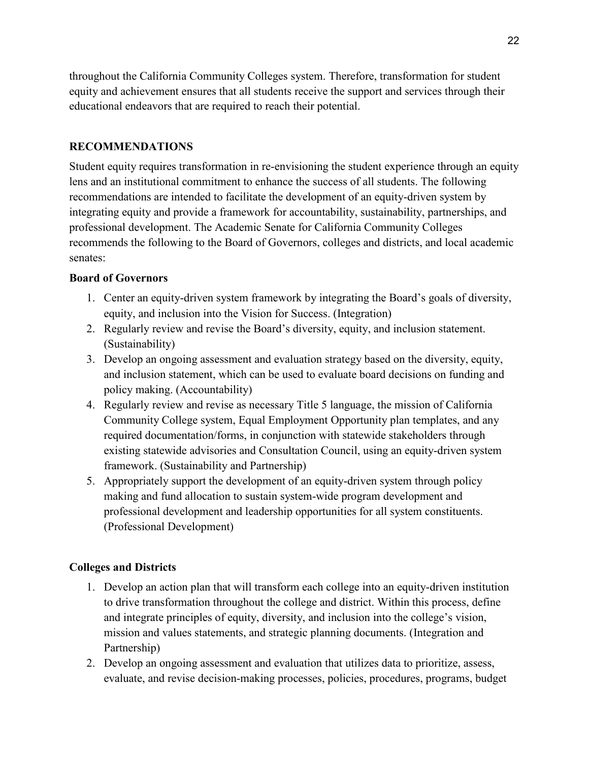throughout the California Community Colleges system. Therefore, transformation for student equity and achievement ensures that all students receive the support and services through their educational endeavors that are required to reach their potential.

## RECOMMENDATIONS

Student equity requires transformation in re-envisioning the student experience through an equity lens and an institutional commitment to enhance the success of all students. The following recommendations are intended to facilitate the development of an equity-driven system by integrating equity and provide a framework for accountability, sustainability, partnerships, and professional development. The Academic Senate for California Community Colleges recommends the following to the Board of Governors, colleges and districts, and local academic senates:

### Board of Governors

1. Center an equity-driven system framework by integrating the Board's goals of diversity, equity, and inclusion into the Vision for Success. (Integration)
2. Regularly review and revise the Board's diversity, equity, and inclusion statement. (Sustainability)
3. Develop an ongoing assessment and evaluation strategy based on the diversity, equity, and inclusion statement, which can be used to evaluate board decisions on funding and policy making. (Accountability)
4. Regularly review and revise as necessary Title 5 language, the mission of California Community College system, Equal Employment Opportunity plan templates, and any required documentation/forms, in conjunction with statewide stakeholders through existing statewide advisories and Consultation Council, using an equity-driven system framework. (Sustainability and Partnership)
5. Appropriately support the development of an equity-driven system through policy making and fund allocation to sustain system-wide program development and professional development and leadership opportunities for all system constituents. (Professional Development)

### Colleges and Districts

1. Develop an action plan that will transform each college into an equity-driven institution to drive transformation throughout the college and district. Within this process, define and integrate principles of equity, diversity, and inclusion into the college's vision, mission and values statements, and strategic planning documents. (Integration and Partnership)
2. Develop an ongoing assessment and evaluation that utilizes data to prioritize, assess, evaluate, and revise decision-making processes, policies, procedures, programs, budget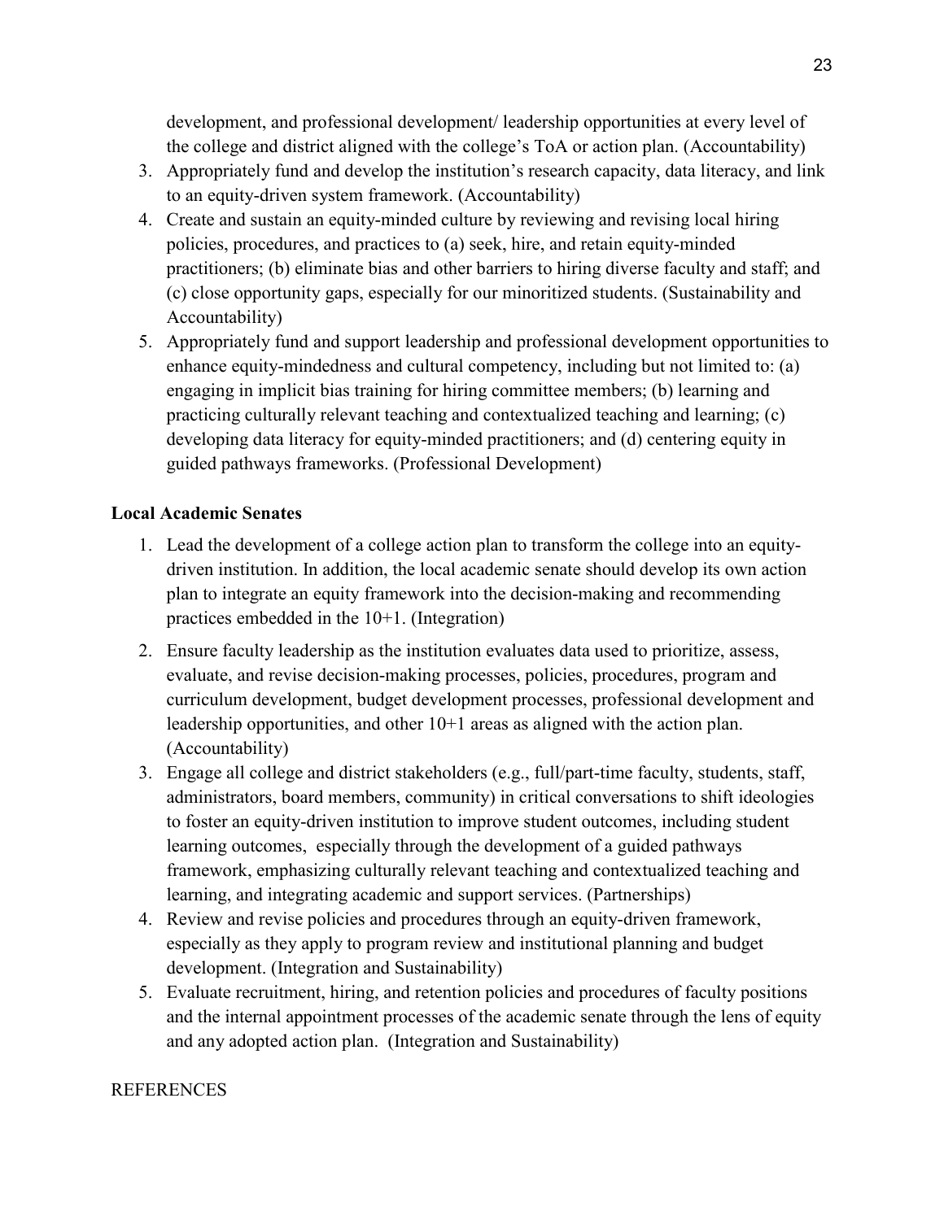development, and professional development/ leadership opportunities at every level of the college and district aligned with the college's ToA or action plan. (Accountability)

3. Appropriately fund and develop the institution's research capacity, data literacy, and link to an equity-driven system framework. (Accountability)
4. Create and sustain an equity-minded culture by reviewing and revising local hiring policies, procedures, and practices to (a) seek, hire, and retain equity-minded practitioners; (b) eliminate bias and other barriers to hiring diverse faculty and staff; and (c) close opportunity gaps, especially for our minoritized students. (Sustainability and Accountability)
5. Appropriately fund and support leadership and professional development opportunities to enhance equity-mindedness and cultural competency, including but not limited to: (a) engaging in implicit bias training for hiring committee members; (b) learning and practicing culturally relevant teaching and contextualized teaching and learning; (c) developing data literacy for equity-minded practitioners; and (d) centering equity in guided pathways frameworks. (Professional Development)

**Local Academic Senates**

1. Lead the development of a college action plan to transform the college into an equity-driven institution. In addition, the local academic senate should develop its own action plan to integrate an equity framework into the decision-making and recommending practices embedded in the 10+1. (Integration)
2. Ensure faculty leadership as the institution evaluates data used to prioritize, assess, evaluate, and revise decision-making processes, policies, procedures, program and curriculum development, budget development processes, professional development and leadership opportunities, and other 10+1 areas as aligned with the action plan. (Accountability)
3. Engage all college and district stakeholders (e.g., full/part-time faculty, students, staff, administrators, board members, community) in critical conversations to shift ideologies to foster an equity-driven institution to improve student outcomes, including student learning outcomes, especially through the development of a guided pathways framework, emphasizing culturally relevant teaching and contextualized teaching and learning, and integrating academic and support services. (Partnerships)
4. Review and revise policies and procedures through an equity-driven framework, especially as they apply to program review and institutional planning and budget development. (Integration and Sustainability)
5. Evaluate recruitment, hiring, and retention policies and procedures of faculty positions and the internal appointment processes of the academic senate through the lens of equity and any adopted action plan. (Integration and Sustainability)

REFERENCES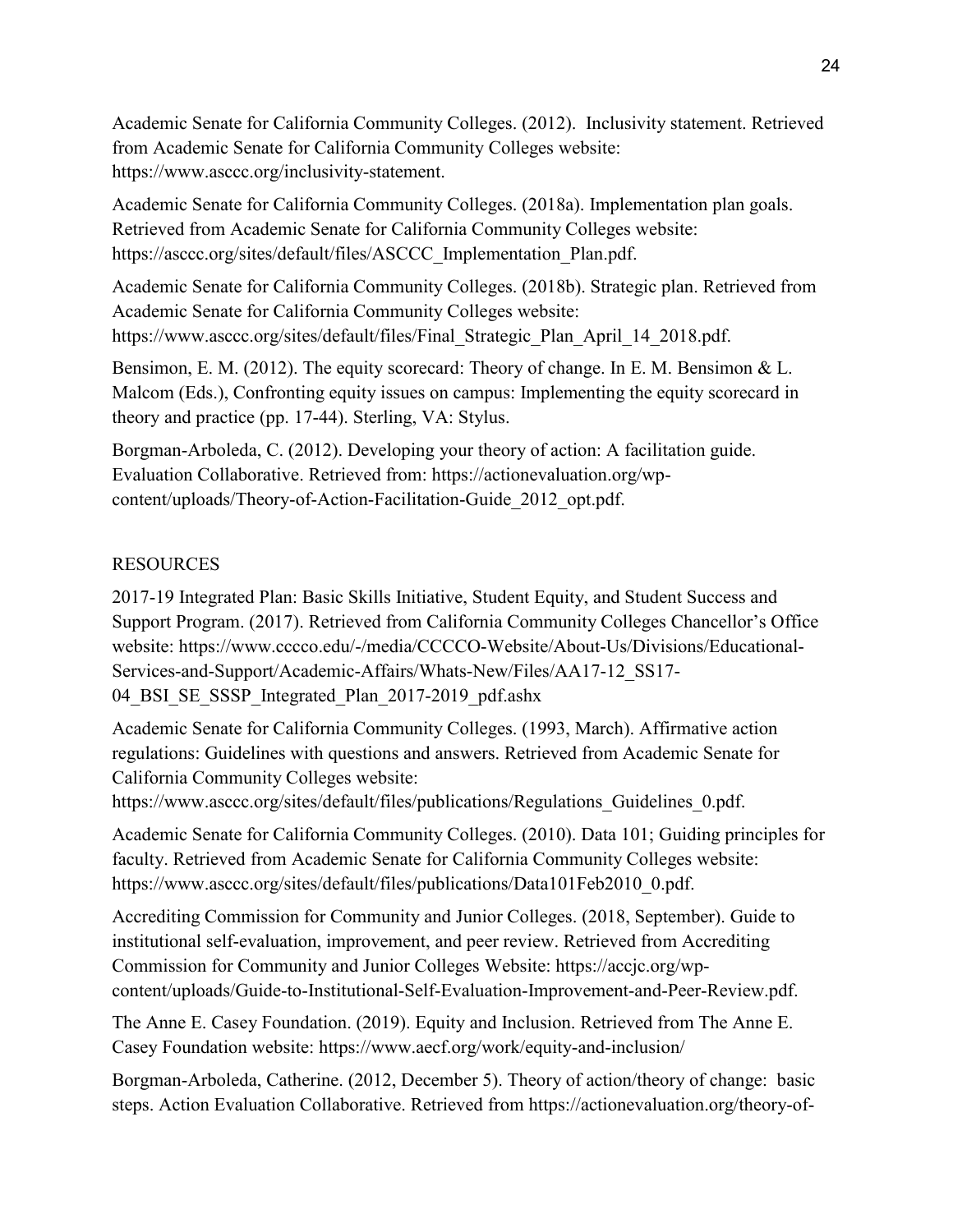Academic Senate for California Community Colleges. (2012). Inclusivity statement. Retrieved from Academic Senate for California Community Colleges website: https://www.asccc.org/inclusivity-statement.

Academic Senate for California Community Colleges. (2018a). Implementation plan goals. Retrieved from Academic Senate for California Community Colleges website: https://asccc.org/sites/default/files/ASCCC_Implementation_Plan.pdf.

Academic Senate for California Community Colleges. (2018b). Strategic plan. Retrieved from Academic Senate for California Community Colleges website: https://www.asccc.org/sites/default/files/Final_Strategic_Plan_April_14_2018.pdf.

Bensimon, E. M. (2012). The equity scorecard: Theory of change. In E. M. Bensimon & L. Malcom (Eds.), Confronting equity issues on campus: Implementing the equity scorecard in theory and practice (pp. 17-44). Sterling, VA: Stylus.

Borgman-Arboleda, C. (2012). Developing your theory of action: A facilitation guide. Evaluation Collaborative. Retrieved from: https://actionevaluation.org/wp-content/uploads/Theory-of-Action-Facilitation-Guide_2012_opt.pdf.

## RESOURCES

2017-19 Integrated Plan: Basic Skills Initiative, Student Equity, and Student Success and Support Program. (2017). Retrieved from California Community Colleges Chancellor's Office website: https://www.cccco.edu/-/media/CCCCO-Website/About-Us/Divisions/Educational-Services-and-Support/Academic-Affairs/Whats-New/Files/AA17-12_SS17-04_BSI_SE_SSSP_Integrated_Plan_2017-2019_pdf.ashx

Academic Senate for California Community Colleges. (1993, March). Affirmative action regulations: Guidelines with questions and answers. Retrieved from Academic Senate for California Community Colleges website: https://www.asccc.org/sites/default/files/publications/Regulations_Guidelines_0.pdf.

Academic Senate for California Community Colleges. (2010). Data 101; Guiding principles for faculty. Retrieved from Academic Senate for California Community Colleges website: https://www.asccc.org/sites/default/files/publications/Data101Feb2010_0.pdf.

Accrediting Commission for Community and Junior Colleges. (2018, September). Guide to institutional self-evaluation, improvement, and peer review. Retrieved from Accrediting Commission for Community and Junior Colleges Website: https://accjc.org/wp-content/uploads/Guide-to-Institutional-Self-Evaluation-Improvement-and-Peer-Review.pdf.

The Anne E. Casey Foundation. (2019). Equity and Inclusion. Retrieved from The Anne E. Casey Foundation website: https://www.aecf.org/work/equity-and-inclusion/

Borgman-Arboleda, Catherine. (2012, December 5). Theory of action/theory of change: basic steps. Action Evaluation Collaborative. Retrieved from https://actionevaluation.org/theory-of-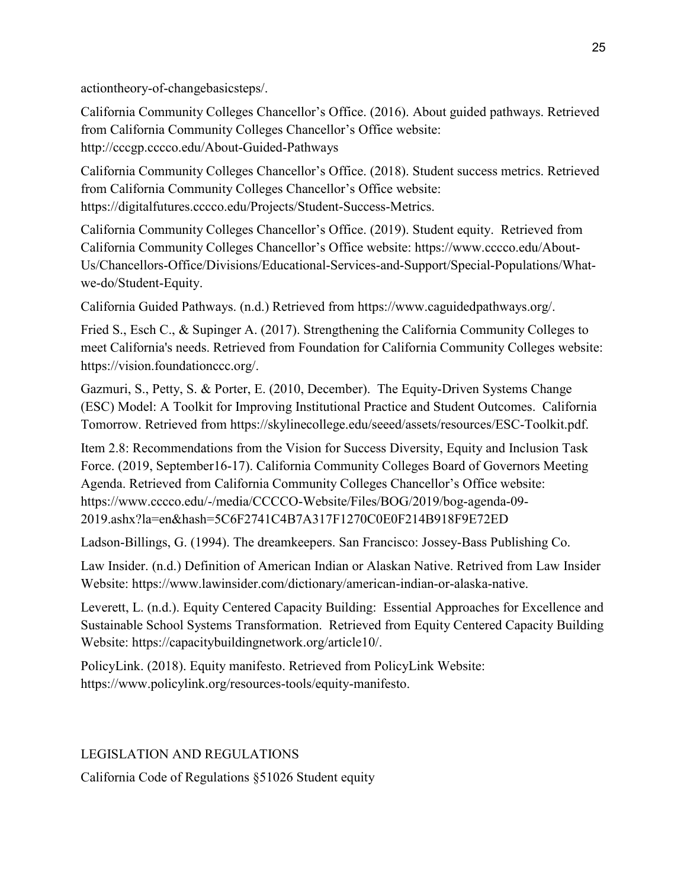actiontheory-of-changebasicsteps/.

California Community Colleges Chancellor's Office. (2016). About guided pathways. Retrieved from California Community Colleges Chancellor's Office website: http://cccgp.cccco.edu/About-Guided-Pathways

California Community Colleges Chancellor's Office. (2018). Student success metrics. Retrieved from California Community Colleges Chancellor's Office website: https://digitalfutures.cccco.edu/Projects/Student-Success-Metrics.

California Community Colleges Chancellor's Office. (2019). Student equity. Retrieved from California Community Colleges Chancellor's Office website: https://www.cccco.edu/About-Us/Chancellors-Office/Divisions/Educational-Services-and-Support/Special-Populations/What-we-do/Student-Equity.

California Guided Pathways. (n.d.) Retrieved from https://www.caguidedpathways.org/.

Fried S., Esch C., & Supinger A. (2017). Strengthening the California Community Colleges to meet California's needs. Retrieved from Foundation for California Community Colleges website: https://vision.foundationccc.org/.

Gazmuri, S., Petty, S. & Porter, E. (2010, December). The Equity-Driven Systems Change (ESC) Model: A Toolkit for Improving Institutional Practice and Student Outcomes. California Tomorrow. Retrieved from https://skylinecollege.edu/seeed/assets/resources/ESC-Toolkit.pdf.

Item 2.8: Recommendations from the Vision for Success Diversity, Equity and Inclusion Task Force. (2019, September16-17). California Community Colleges Board of Governors Meeting Agenda. Retrieved from California Community Colleges Chancellor's Office website: https://www.cccco.edu/-/media/CCCCO-Website/Files/BOG/2019/bog-agenda-09-2019.ashx?la=en&hash=5C6F2741C4B7A317F1270C0E0F214B918F9E72ED

Ladson-Billings, G. (1994). The dreamkeepers. San Francisco: Jossey-Bass Publishing Co.

Law Insider. (n.d.) Definition of American Indian or Alaskan Native. Retrived from Law Insider Website: https://www.lawinsider.com/dictionary/american-indian-or-alaska-native.

Leverett, L. (n.d.). Equity Centered Capacity Building: Essential Approaches for Excellence and Sustainable School Systems Transformation. Retrieved from Equity Centered Capacity Building Website: https://capacitybuildingnetwork.org/article10/.

PolicyLink. (2018). Equity manifesto. Retrieved from PolicyLink Website: https://www.policylink.org/resources-tools/equity-manifesto.

## LEGISLATION AND REGULATIONS

California Code of Regulations §51026 Student equity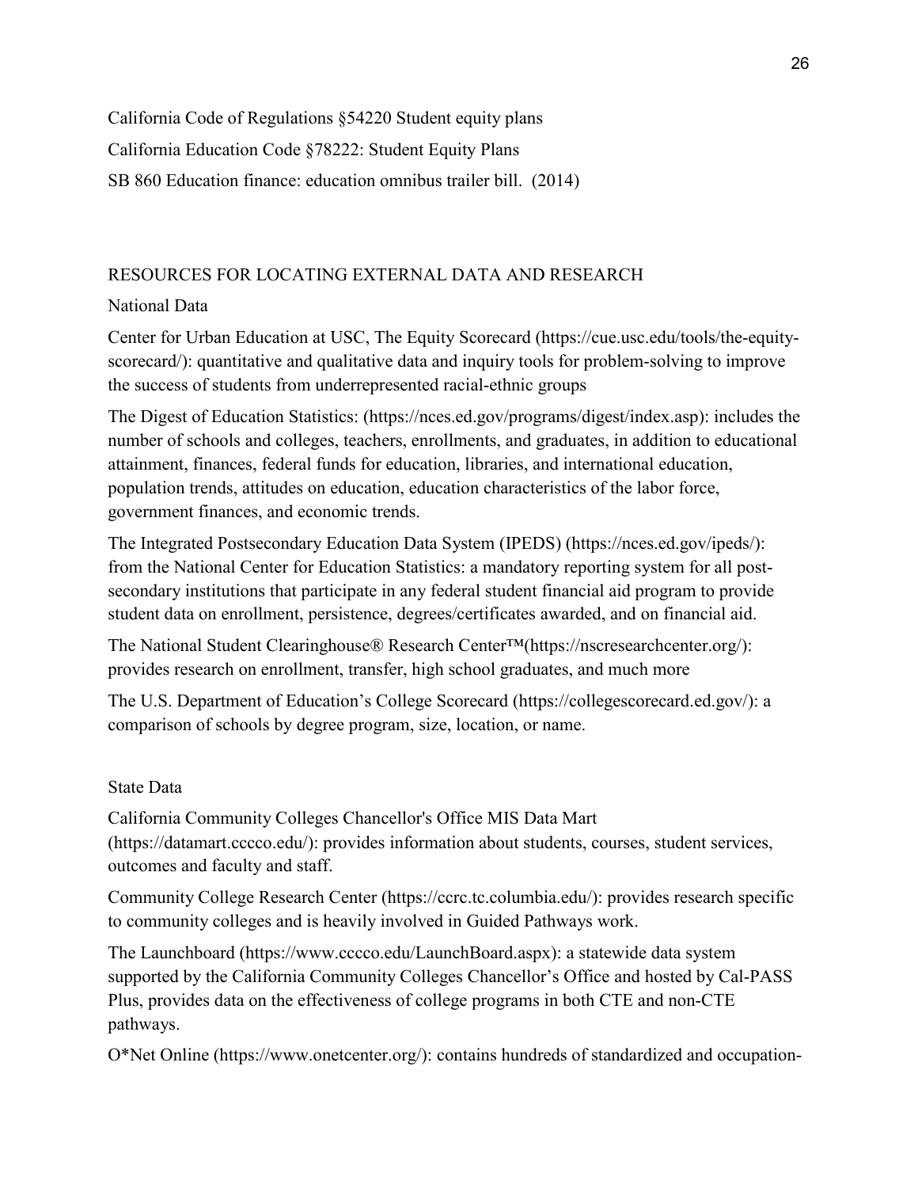California Code of Regulations §54220 Student equity plans

California Education Code §78222: Student Equity Plans

SB 860 Education finance: education omnibus trailer bill. (2014)

## RESOURCES FOR LOCATING EXTERNAL DATA AND RESEARCH

### National Data

Center for Urban Education at USC, The Equity Scorecard (https://cue.usc.edu/tools/the-equity-scorecard/): quantitative and qualitative data and inquiry tools for problem-solving to improve the success of students from underrepresented racial-ethnic groups

The Digest of Education Statistics: (https://nces.ed.gov/programs/digest/index.asp): includes the number of schools and colleges, teachers, enrollments, and graduates, in addition to educational attainment, finances, federal funds for education, libraries, and international education, population trends, attitudes on education, education characteristics of the labor force, government finances, and economic trends.

The Integrated Postsecondary Education Data System (IPEDS) (https://nces.ed.gov/ipeds/): from the National Center for Education Statistics: a mandatory reporting system for all post-secondary institutions that participate in any federal student financial aid program to provide student data on enrollment, persistence, degrees/certificates awarded, and on financial aid.

The National Student Clearinghouse® Research Center™(https://nscresearchcenter.org/): provides research on enrollment, transfer, high school graduates, and much more

The U.S. Department of Education's College Scorecard (https://collegescorecard.ed.gov/): a comparison of schools by degree program, size, location, or name.

### State Data

California Community Colleges Chancellor's Office MIS Data Mart (https://datamart.cccco.edu/): provides information about students, courses, student services, outcomes and faculty and staff.

Community College Research Center (https://ccrc.tc.columbia.edu/): provides research specific to community colleges and is heavily involved in Guided Pathways work.

The Launchboard (https://www.cccco.edu/LaunchBoard.aspx): a statewide data system supported by the California Community Colleges Chancellor's Office and hosted by Cal-PASS Plus, provides data on the effectiveness of college programs in both CTE and non-CTE pathways.

O*Net Online (https://www.onetcenter.org/): contains hundreds of standardized and occupation-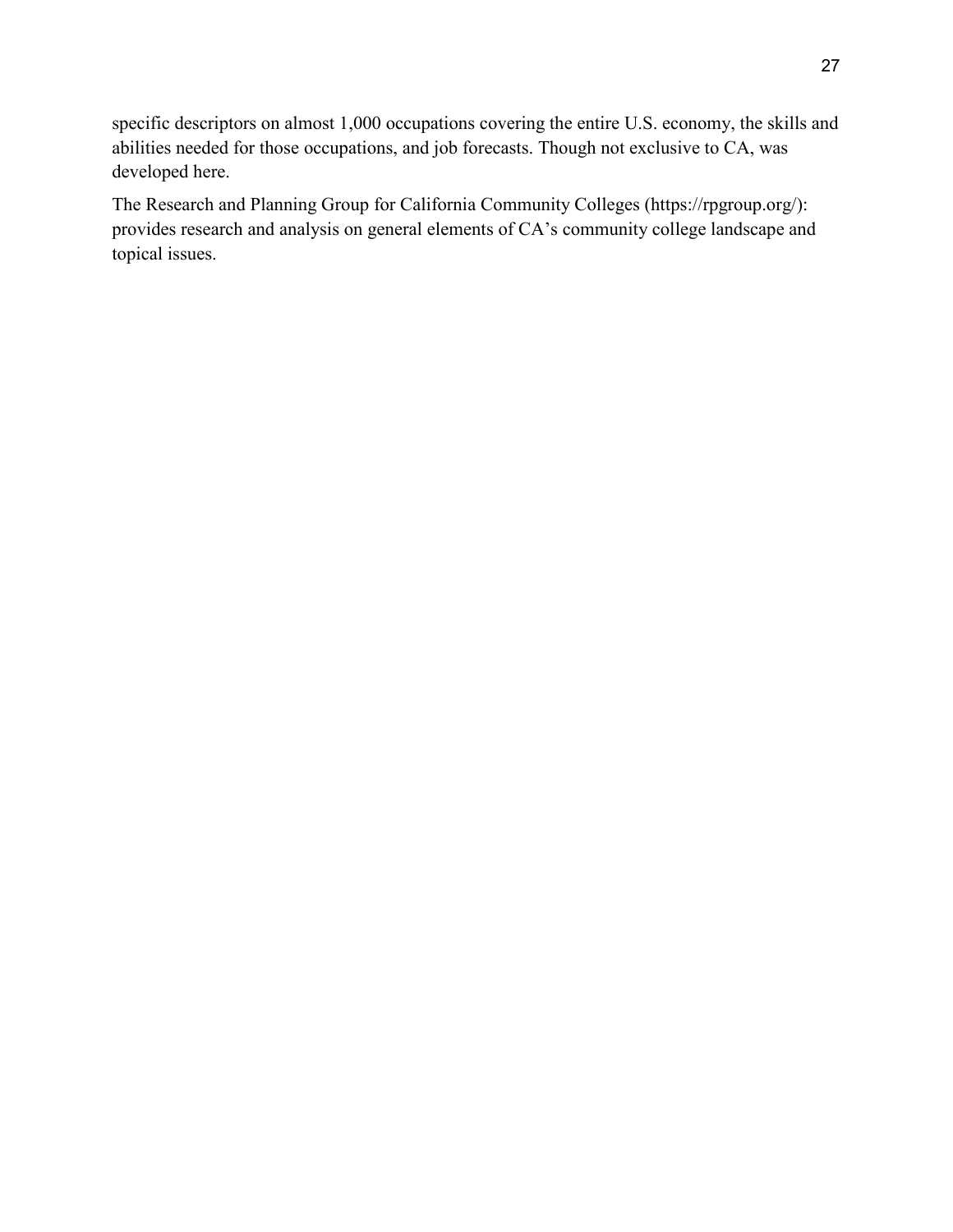specific descriptors on almost 1,000 occupations covering the entire U.S. economy, the skills and abilities needed for those occupations, and job forecasts. Though not exclusive to CA, was developed here.

The Research and Planning Group for California Community Colleges (https://rpgroup.org/): provides research and analysis on general elements of CA's community college landscape and topical issues.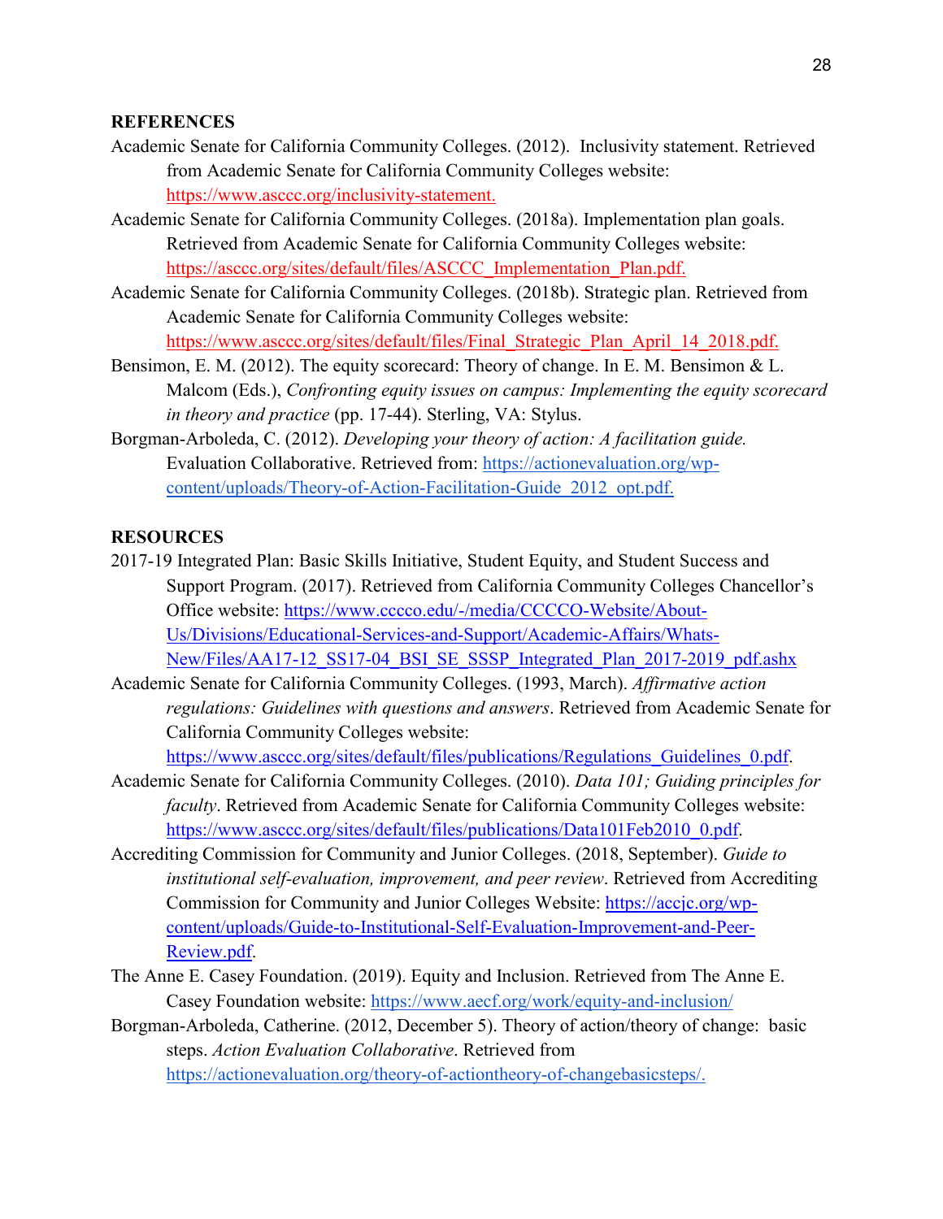## REFERENCES

Academic Senate for California Community Colleges. (2012). Inclusivity statement. Retrieved from Academic Senate for California Community Colleges website: https://www.asccc.org/inclusivity-statement.

Academic Senate for California Community Colleges. (2018a). Implementation plan goals. Retrieved from Academic Senate for California Community Colleges website: https://asccc.org/sites/default/files/ASCCC_Implementation_Plan.pdf.

Academic Senate for California Community Colleges. (2018b). Strategic plan. Retrieved from Academic Senate for California Community Colleges website: https://www.asccc.org/sites/default/files/Final_Strategic_Plan_April_14_2018.pdf.

Bensimon, E. M. (2012). The equity scorecard: Theory of change. In E. M. Bensimon & L. Malcom (Eds.), *Confronting equity issues on campus: Implementing the equity scorecard in theory and practice* (pp. 17-44). Sterling, VA: Stylus.

Borgman-Arboleda, C. (2012). *Developing your theory of action: A facilitation guide.* Evaluation Collaborative. Retrieved from: https://actionevaluation.org/wp-content/uploads/Theory-of-Action-Facilitation-Guide_2012_opt.pdf.

## RESOURCES

2017-19 Integrated Plan: Basic Skills Initiative, Student Equity, and Student Success and Support Program. (2017). Retrieved from California Community Colleges Chancellor's Office website: https://www.cccco.edu/-/media/CCCCO-Website/About-Us/Divisions/Educational-Services-and-Support/Academic-Affairs/Whats-New/Files/AA17-12_SS17-04_BSI_SE_SSSP_Integrated_Plan_2017-2019_pdf.ashx

Academic Senate for California Community Colleges. (1993, March). *Affirmative action regulations: Guidelines with questions and answers*. Retrieved from Academic Senate for California Community Colleges website: https://www.asccc.org/sites/default/files/publications/Regulations_Guidelines_0.pdf.

Academic Senate for California Community Colleges. (2010). *Data 101; Guiding principles for faculty*. Retrieved from Academic Senate for California Community Colleges website: https://www.asccc.org/sites/default/files/publications/Data101Feb2010_0.pdf.

Accrediting Commission for Community and Junior Colleges. (2018, September). *Guide to institutional self-evaluation, improvement, and peer review*. Retrieved from Accrediting Commission for Community and Junior Colleges Website: https://accjc.org/wp-content/uploads/Guide-to-Institutional-Self-Evaluation-Improvement-and-Peer-Review.pdf.

The Anne E. Casey Foundation. (2019). Equity and Inclusion. Retrieved from The Anne E. Casey Foundation website: https://www.aecf.org/work/equity-and-inclusion/

Borgman-Arboleda, Catherine. (2012, December 5). Theory of action/theory of change: basic steps. *Action Evaluation Collaborative*. Retrieved from https://actionevaluation.org/theory-of-actiontheory-of-changebasicsteps/.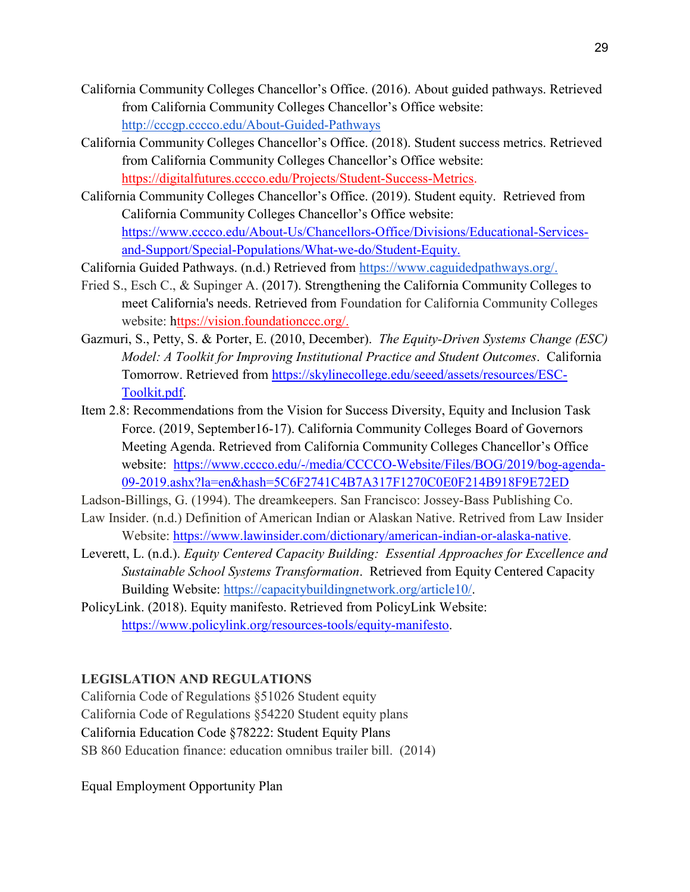California Community Colleges Chancellor's Office. (2016). About guided pathways. Retrieved from California Community Colleges Chancellor's Office website: http://cccgp.cccco.edu/About-Guided-Pathways

California Community Colleges Chancellor's Office. (2018). Student success metrics. Retrieved from California Community Colleges Chancellor's Office website: https://digitalfutures.cccco.edu/Projects/Student-Success-Metrics.

California Community Colleges Chancellor's Office. (2019). Student equity. Retrieved from California Community Colleges Chancellor's Office website: https://www.cccco.edu/About-Us/Chancellors-Office/Divisions/Educational-Services-and-Support/Special-Populations/What-we-do/Student-Equity.

California Guided Pathways. (n.d.) Retrieved from https://www.caguidedpathways.org/.

Fried S., Esch C., & Supinger A. (2017). Strengthening the California Community Colleges to meet California's needs. Retrieved from Foundation for California Community Colleges website: https://vision.foundationccc.org/.

Gazmuri, S., Petty, S. & Porter, E. (2010, December). *The Equity-Driven Systems Change (ESC) Model: A Toolkit for Improving Institutional Practice and Student Outcomes*. California Tomorrow. Retrieved from https://skylinecollege.edu/seeed/assets/resources/ESC-Toolkit.pdf.

Item 2.8: Recommendations from the Vision for Success Diversity, Equity and Inclusion Task Force. (2019, September16-17). California Community Colleges Board of Governors Meeting Agenda. Retrieved from California Community Colleges Chancellor's Office website: https://www.cccco.edu/-/media/CCCCO-Website/Files/BOG/2019/bog-agenda-09-2019.ashx?la=en&hash=5C6F2741C4B7A317F1270C0E0F214B918F9E72ED

Ladson-Billings, G. (1994). The dreamkeepers. San Francisco: Jossey-Bass Publishing Co.

Law Insider. (n.d.) Definition of American Indian or Alaskan Native. Retrived from Law Insider Website: https://www.lawinsider.com/dictionary/american-indian-or-alaska-native.

Leverett, L. (n.d.). *Equity Centered Capacity Building: Essential Approaches for Excellence and Sustainable School Systems Transformation*. Retrieved from Equity Centered Capacity Building Website: https://capacitybuildingnetwork.org/article10/.

PolicyLink. (2018). Equity manifesto. Retrieved from PolicyLink Website: https://www.policylink.org/resources-tools/equity-manifesto.

**LEGISLATION AND REGULATIONS**

California Code of Regulations §51026 Student equity

California Code of Regulations §54220 Student equity plans

California Education Code §78222: Student Equity Plans

SB 860 Education finance: education omnibus trailer bill. (2014)

Equal Employment Opportunity Plan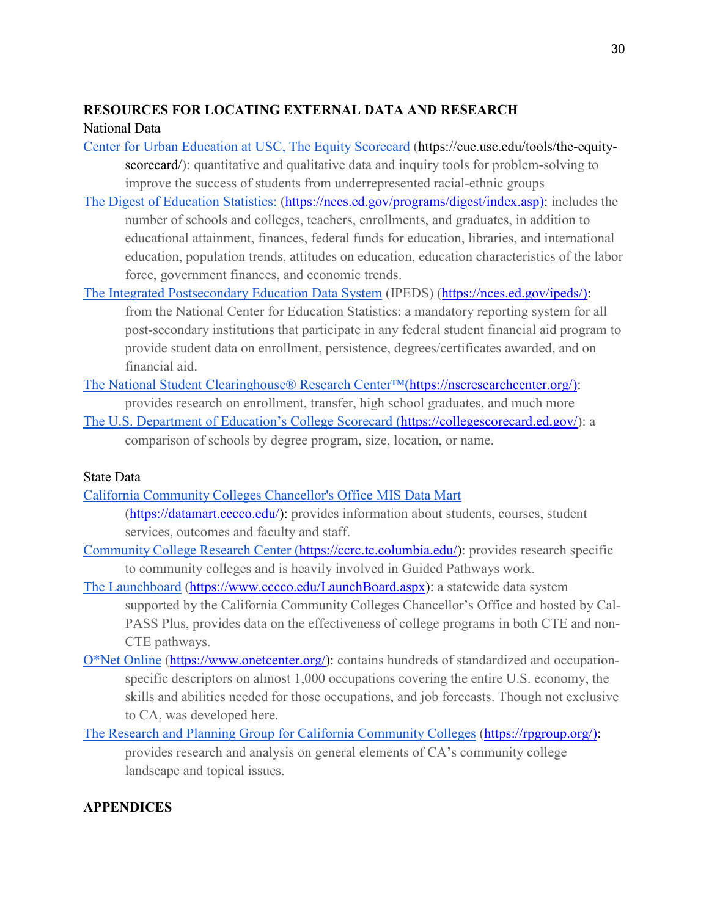## RESOURCES FOR LOCATING EXTERNAL DATA AND RESEARCH

National Data

Center for Urban Education at USC, The Equity Scorecard (https://cue.usc.edu/tools/the-equity-scorecard/): quantitative and qualitative data and inquiry tools for problem-solving to improve the success of students from underrepresented racial-ethnic groups

The Digest of Education Statistics: (https://nces.ed.gov/programs/digest/index.asp): includes the number of schools and colleges, teachers, enrollments, and graduates, in addition to educational attainment, finances, federal funds for education, libraries, and international education, population trends, attitudes on education, education characteristics of the labor force, government finances, and economic trends.

The Integrated Postsecondary Education Data System (IPEDS) (https://nces.ed.gov/ipeds/): from the National Center for Education Statistics: a mandatory reporting system for all post-secondary institutions that participate in any federal student financial aid program to provide student data on enrollment, persistence, degrees/certificates awarded, and on financial aid.

The National Student Clearinghouse® Research Center™(https://nscresearchcenter.org/): provides research on enrollment, transfer, high school graduates, and much more

The U.S. Department of Education's College Scorecard (https://collegescorecard.ed.gov/): a comparison of schools by degree program, size, location, or name.

State Data

California Community Colleges Chancellor's Office MIS Data Mart (https://datamart.cccco.edu/): provides information about students, courses, student services, outcomes and faculty and staff.

Community College Research Center (https://ccrc.tc.columbia.edu/): provides research specific to community colleges and is heavily involved in Guided Pathways work.

The Launchboard (https://www.cccco.edu/LaunchBoard.aspx): a statewide data system supported by the California Community Colleges Chancellor's Office and hosted by Cal-PASS Plus, provides data on the effectiveness of college programs in both CTE and non-CTE pathways.

O*Net Online (https://www.onetcenter.org/): contains hundreds of standardized and occupation-specific descriptors on almost 1,000 occupations covering the entire U.S. economy, the skills and abilities needed for those occupations, and job forecasts. Though not exclusive to CA, was developed here.

The Research and Planning Group for California Community Colleges (https://rpgroup.org/): provides research and analysis on general elements of CA's community college landscape and topical issues.

## APPENDICES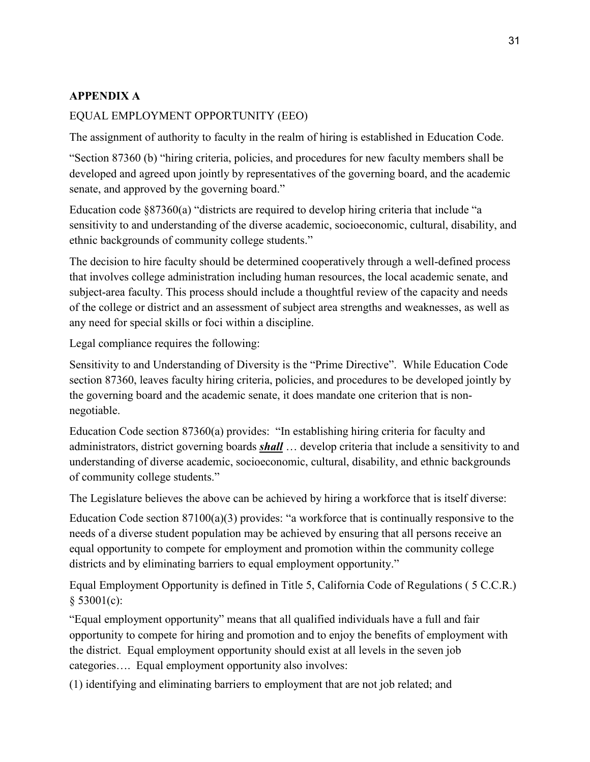**APPENDIX A**

EQUAL EMPLOYMENT OPPORTUNITY (EEO)

The assignment of authority to faculty in the realm of hiring is established in Education Code.

"Section 87360 (b) "hiring criteria, policies, and procedures for new faculty members shall be developed and agreed upon jointly by representatives of the governing board, and the academic senate, and approved by the governing board."

Education code §87360(a) "districts are required to develop hiring criteria that include "a sensitivity to and understanding of the diverse academic, socioeconomic, cultural, disability, and ethnic backgrounds of community college students."

The decision to hire faculty should be determined cooperatively through a well-defined process that involves college administration including human resources, the local academic senate, and subject-area faculty. This process should include a thoughtful review of the capacity and needs of the college or district and an assessment of subject area strengths and weaknesses, as well as any need for special skills or foci within a discipline.

Legal compliance requires the following:

Sensitivity to and Understanding of Diversity is the "Prime Directive". While Education Code section 87360, leaves faculty hiring criteria, policies, and procedures to be developed jointly by the governing board and the academic senate, it does mandate one criterion that is non-negotiable.

Education Code section 87360(a) provides: "In establishing hiring criteria for faculty and administrators, district governing boards ***<u>shall</u>*** … develop criteria that include a sensitivity to and understanding of diverse academic, socioeconomic, cultural, disability, and ethnic backgrounds of community college students."

The Legislature believes the above can be achieved by hiring a workforce that is itself diverse:

Education Code section 87100(a)(3) provides: "a workforce that is continually responsive to the needs of a diverse student population may be achieved by ensuring that all persons receive an equal opportunity to compete for employment and promotion within the community college districts and by eliminating barriers to equal employment opportunity."

Equal Employment Opportunity is defined in Title 5, California Code of Regulations ( 5 C.C.R.) § 53001(c):

"Equal employment opportunity" means that all qualified individuals have a full and fair opportunity to compete for hiring and promotion and to enjoy the benefits of employment with the district. Equal employment opportunity should exist at all levels in the seven job categories…. Equal employment opportunity also involves:

(1) identifying and eliminating barriers to employment that are not job related; and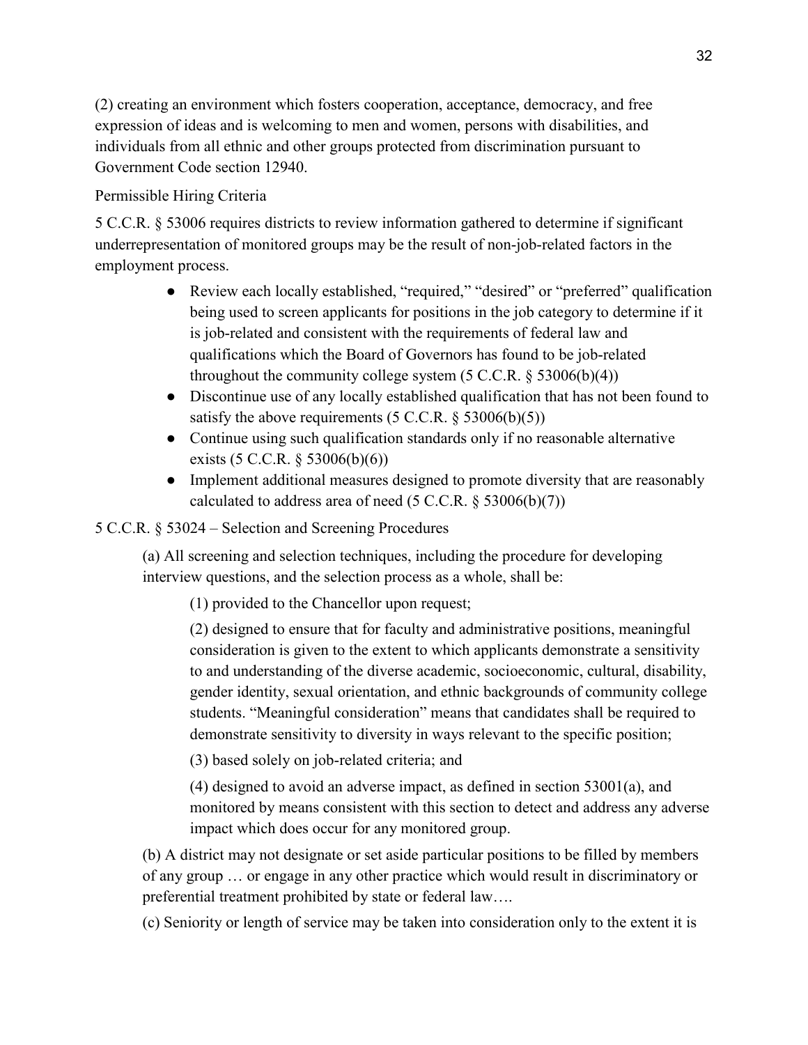(2) creating an environment which fosters cooperation, acceptance, democracy, and free expression of ideas and is welcoming to men and women, persons with disabilities, and individuals from all ethnic and other groups protected from discrimination pursuant to Government Code section 12940.

Permissible Hiring Criteria

5 C.C.R. § 53006 requires districts to review information gathered to determine if significant underrepresentation of monitored groups may be the result of non-job-related factors in the employment process.

- Review each locally established, "required," "desired" or "preferred" qualification being used to screen applicants for positions in the job category to determine if it is job-related and consistent with the requirements of federal law and qualifications which the Board of Governors has found to be job-related throughout the community college system (5 C.C.R. § 53006(b)(4))
- Discontinue use of any locally established qualification that has not been found to satisfy the above requirements (5 C.C.R. § 53006(b)(5))
- Continue using such qualification standards only if no reasonable alternative exists (5 C.C.R. § 53006(b)(6))
- Implement additional measures designed to promote diversity that are reasonably calculated to address area of need (5 C.C.R. § 53006(b)(7))

5 C.C.R. § 53024 – Selection and Screening Procedures

> (a) All screening and selection techniques, including the procedure for developing interview questions, and the selection process as a whole, shall be:
>
> > (1) provided to the Chancellor upon request;
> >
> > (2) designed to ensure that for faculty and administrative positions, meaningful consideration is given to the extent to which applicants demonstrate a sensitivity to and understanding of the diverse academic, socioeconomic, cultural, disability, gender identity, sexual orientation, and ethnic backgrounds of community college students. "Meaningful consideration" means that candidates shall be required to demonstrate sensitivity to diversity in ways relevant to the specific position;
> >
> > (3) based solely on job-related criteria; and
> >
> > (4) designed to avoid an adverse impact, as defined in section 53001(a), and monitored by means consistent with this section to detect and address any adverse impact which does occur for any monitored group.
>
> (b) A district may not designate or set aside particular positions to be filled by members of any group … or engage in any other practice which would result in discriminatory or preferential treatment prohibited by state or federal law….
>
> (c) Seniority or length of service may be taken into consideration only to the extent it is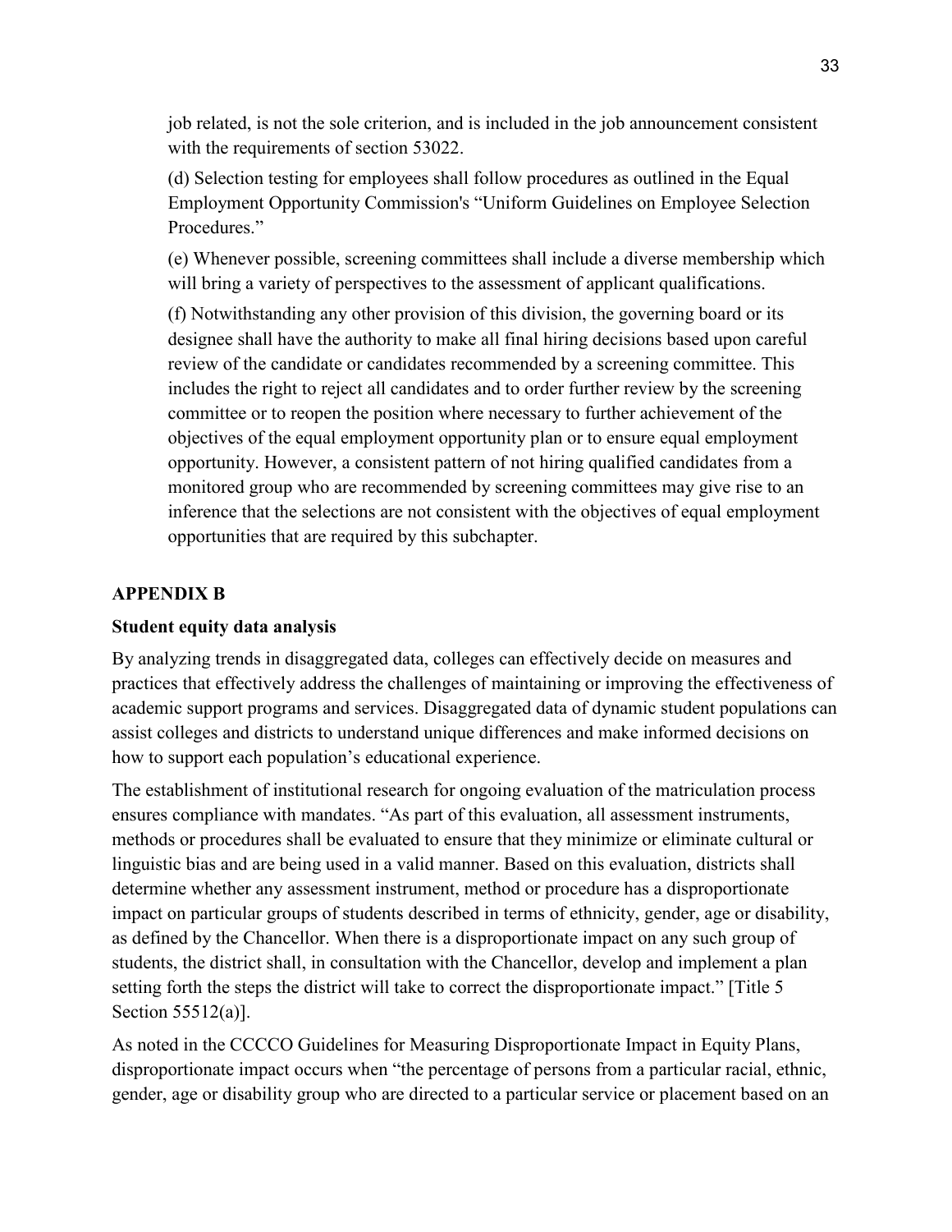job related, is not the sole criterion, and is included in the job announcement consistent with the requirements of section 53022.

(d) Selection testing for employees shall follow procedures as outlined in the Equal Employment Opportunity Commission's "Uniform Guidelines on Employee Selection Procedures."

(e) Whenever possible, screening committees shall include a diverse membership which will bring a variety of perspectives to the assessment of applicant qualifications.

(f) Notwithstanding any other provision of this division, the governing board or its designee shall have the authority to make all final hiring decisions based upon careful review of the candidate or candidates recommended by a screening committee. This includes the right to reject all candidates and to order further review by the screening committee or to reopen the position where necessary to further achievement of the objectives of the equal employment opportunity plan or to ensure equal employment opportunity. However, a consistent pattern of not hiring qualified candidates from a monitored group who are recommended by screening committees may give rise to an inference that the selections are not consistent with the objectives of equal employment opportunities that are required by this subchapter.

## APPENDIX B

### Student equity data analysis

By analyzing trends in disaggregated data, colleges can effectively decide on measures and practices that effectively address the challenges of maintaining or improving the effectiveness of academic support programs and services. Disaggregated data of dynamic student populations can assist colleges and districts to understand unique differences and make informed decisions on how to support each population's educational experience.

The establishment of institutional research for ongoing evaluation of the matriculation process ensures compliance with mandates. "As part of this evaluation, all assessment instruments, methods or procedures shall be evaluated to ensure that they minimize or eliminate cultural or linguistic bias and are being used in a valid manner. Based on this evaluation, districts shall determine whether any assessment instrument, method or procedure has a disproportionate impact on particular groups of students described in terms of ethnicity, gender, age or disability, as defined by the Chancellor. When there is a disproportionate impact on any such group of students, the district shall, in consultation with the Chancellor, develop and implement a plan setting forth the steps the district will take to correct the disproportionate impact." [Title 5 Section 55512(a)].

As noted in the CCCCO Guidelines for Measuring Disproportionate Impact in Equity Plans, disproportionate impact occurs when "the percentage of persons from a particular racial, ethnic, gender, age or disability group who are directed to a particular service or placement based on an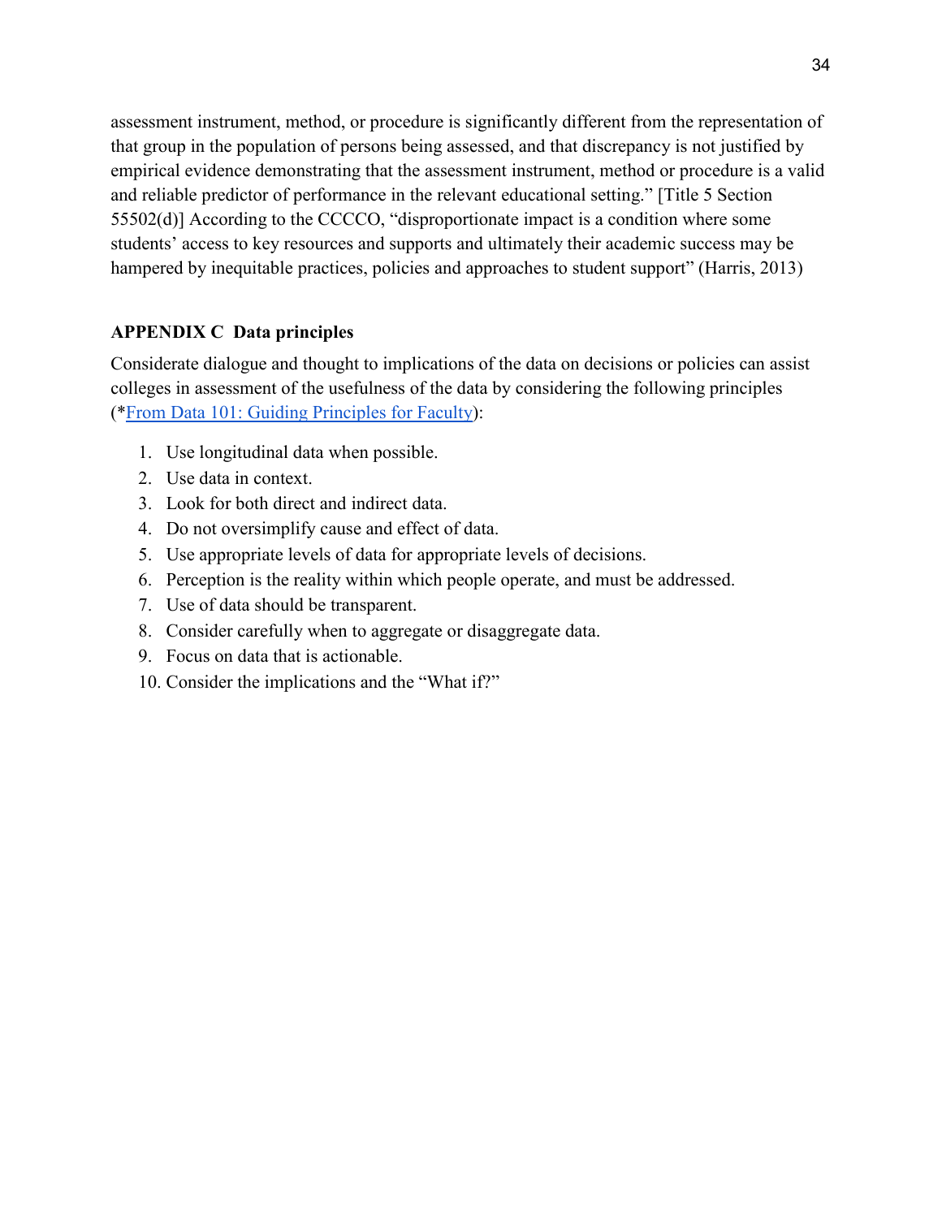assessment instrument, method, or procedure is significantly different from the representation of that group in the population of persons being assessed, and that discrepancy is not justified by empirical evidence demonstrating that the assessment instrument, method or procedure is a valid and reliable predictor of performance in the relevant educational setting." [Title 5 Section 55502(d)] According to the CCCCO, "disproportionate impact is a condition where some students' access to key resources and supports and ultimately their academic success may be hampered by inequitable practices, policies and approaches to student support" (Harris, 2013)

## APPENDIX C  Data principles

Considerate dialogue and thought to implications of the data on decisions or policies can assist colleges in assessment of the usefulness of the data by considering the following principles (*From Data 101: Guiding Principles for Faculty):

1. Use longitudinal data when possible.
2. Use data in context.
3. Look for both direct and indirect data.
4. Do not oversimplify cause and effect of data.
5. Use appropriate levels of data for appropriate levels of decisions.
6. Perception is the reality within which people operate, and must be addressed.
7. Use of data should be transparent.
8. Consider carefully when to aggregate or disaggregate data.
9. Focus on data that is actionable.
10. Consider the implications and the "What if?"